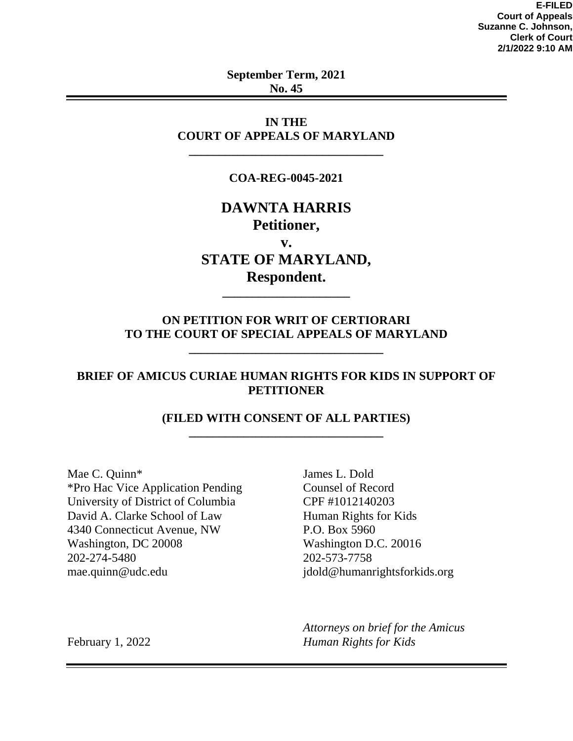**E-FILED**
**Court of Appeals**
**Suzanne C. Johnson,**
**Clerk of Court**
**2/1/2022 9:10 AM**

**September Term, 2021**
**No. 45**

---

**IN THE**
**COURT OF APPEALS OF MARYLAND**

---

**COA-REG-0045-2021**

# DAWNTA HARRIS
## Petitioner,
## v.
## STATE OF MARYLAND,
## Respondent.

---

**ON PETITION FOR WRIT OF CERTIORARI**
**TO THE COURT OF SPECIAL APPEALS OF MARYLAND**

---

**BRIEF OF AMICUS CURIAE HUMAN RIGHTS FOR KIDS IN SUPPORT OF PETITIONER**

**(FILED WITH CONSENT OF ALL PARTIES)**

---

Mae C. Quinn*
*Pro Hac Vice Application Pending
University of District of Columbia
David A. Clarke School of Law
4340 Connecticut Avenue, NW
Washington, DC 20008
202-274-5480
mae.quinn@udc.edu

James L. Dold
Counsel of Record
CPF #1012140203
Human Rights for Kids
P.O. Box 5960
Washington D.C. 20016
202-573-7758
jdold@humanrightsforkids.org

*Attorneys on brief for the Amicus Human Rights for Kids*

February 1, 2022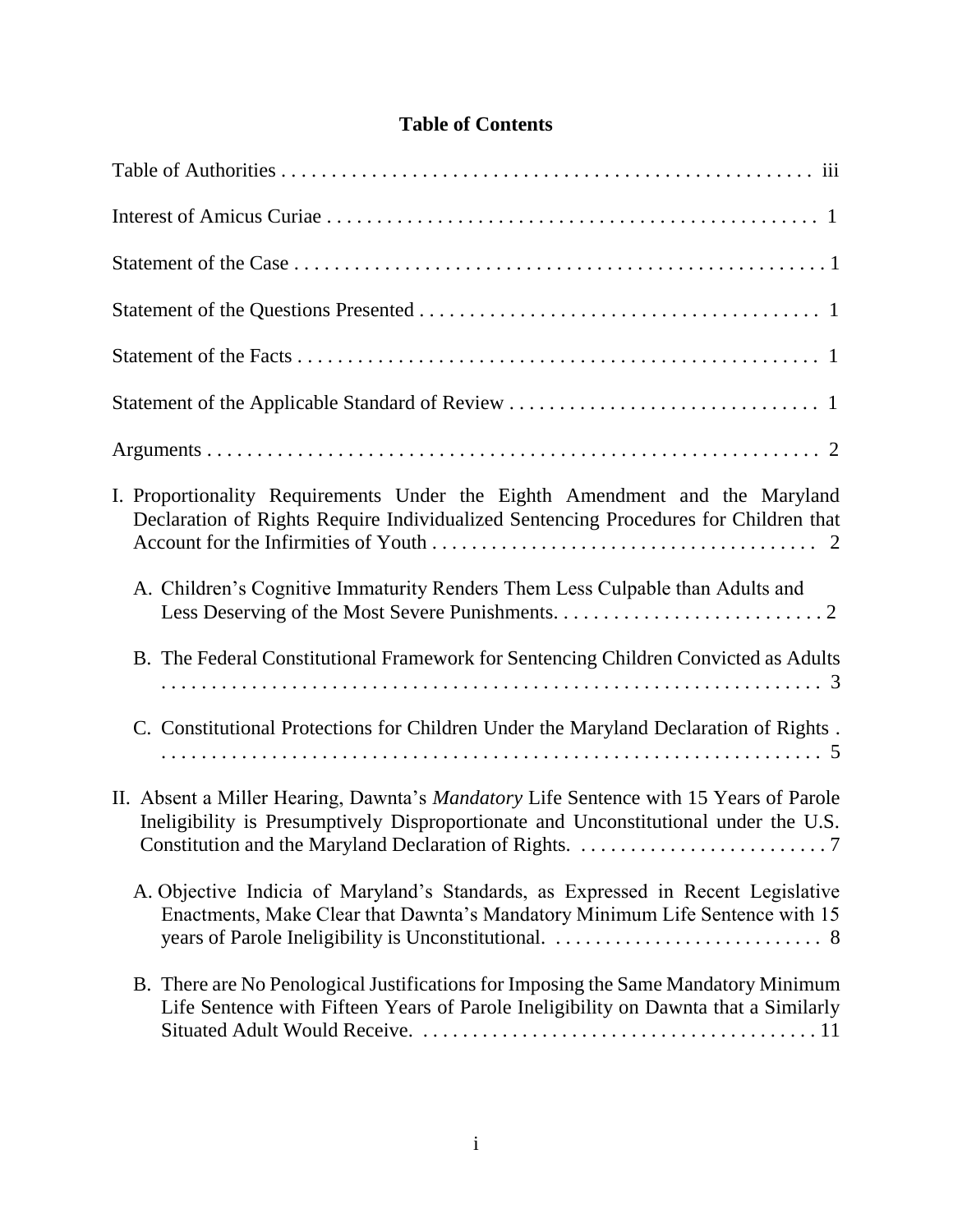# Table of Contents

Table of Authorities . . . . . . . . . . . . . . . . . . . . . . . . . . . . . . . . . . . . . . . . . . . . . . . . . . . . . iii

Interest of Amicus Curiae . . . . . . . . . . . . . . . . . . . . . . . . . . . . . . . . . . . . . . . . . . . . . . . . . 1

Statement of the Case . . . . . . . . . . . . . . . . . . . . . . . . . . . . . . . . . . . . . . . . . . . . . . . . . . . 1

Statement of the Questions Presented . . . . . . . . . . . . . . . . . . . . . . . . . . . . . . . . . . . . . . . 1

Statement of the Facts . . . . . . . . . . . . . . . . . . . . . . . . . . . . . . . . . . . . . . . . . . . . . . . . . . . 1

Statement of the Applicable Standard of Review . . . . . . . . . . . . . . . . . . . . . . . . . . . . . . 1

Arguments . . . . . . . . . . . . . . . . . . . . . . . . . . . . . . . . . . . . . . . . . . . . . . . . . . . . . . . . . . . . 2

I. Proportionality Requirements Under the Eighth Amendment and the Maryland Declaration of Rights Require Individualized Sentencing Procedures for Children that Account for the Infirmities of Youth . . . . . . . . . . . . . . . . . . . . . . . . . . . . . . . . . . . . . . 2

- A. Children's Cognitive Immaturity Renders Them Less Culpable than Adults and Less Deserving of the Most Severe Punishments. . . . . . . . . . . . . . . . . . . . . . . . . . . 2
- B. The Federal Constitutional Framework for Sentencing Children Convicted as Adults . . . . . . . . . . . . . . . . . . . . . . . . . . . . . . . . . . . . . . . . . . . . . . . . . . . . . . . . . . . . . . . . . . 3
- C. Constitutional Protections for Children Under the Maryland Declaration of Rights . . . . . . . . . . . . . . . . . . . . . . . . . . . . . . . . . . . . . . . . . . . . . . . . . . . . . . . . . . . . . . . . . . 5

II. Absent a Miller Hearing, Dawnta's *Mandatory* Life Sentence with 15 Years of Parole Ineligibility is Presumptively Disproportionate and Unconstitutional under the U.S. Constitution and the Maryland Declaration of Rights. . . . . . . . . . . . . . . . . . . . . . . . . . 7

- A. Objective Indicia of Maryland's Standards, as Expressed in Recent Legislative Enactments, Make Clear that Dawnta's Mandatory Minimum Life Sentence with 15 years of Parole Ineligibility is Unconstitutional. . . . . . . . . . . . . . . . . . . . . . . . . . . . 8
- B. There are No Penological Justifications for Imposing the Same Mandatory Minimum Life Sentence with Fifteen Years of Parole Ineligibility on Dawnta that a Similarly Situated Adult Would Receive. . . . . . . . . . . . . . . . . . . . . . . . . . . . . . . . . . . . . . . . . 11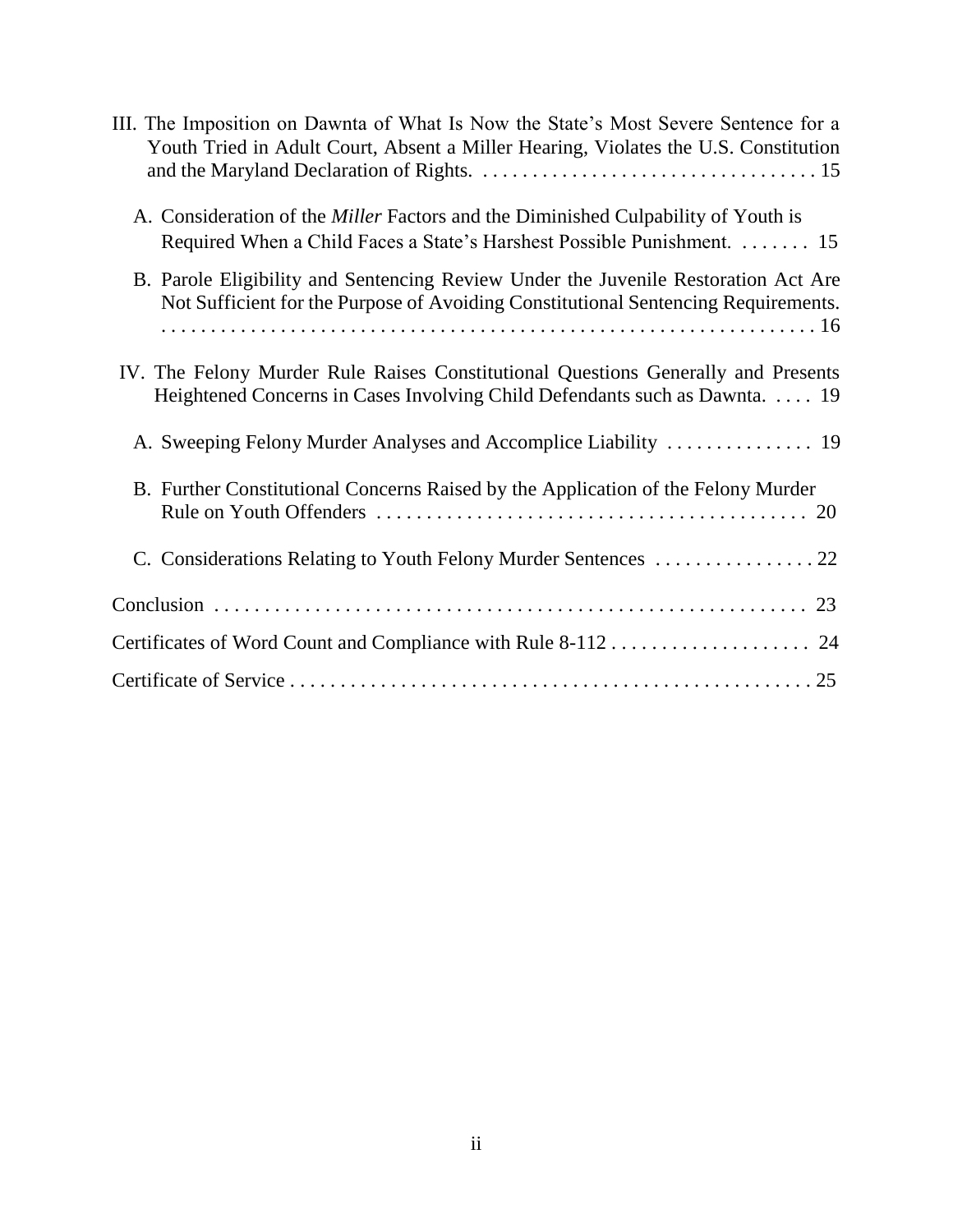III. The Imposition on Dawnta of What Is Now the State's Most Severe Sentence for a Youth Tried in Adult Court, Absent a Miller Hearing, Violates the U.S. Constitution and the Maryland Declaration of Rights. . . . . . . . . . . . . . . . . . . . . . . . . . . . . . . . . . . 15

A. Consideration of the *Miller* Factors and the Diminished Culpability of Youth is Required When a Child Faces a State's Harshest Possible Punishment. . . . . . . . 15

B. Parole Eligibility and Sentencing Review Under the Juvenile Restoration Act Are Not Sufficient for the Purpose of Avoiding Constitutional Sentencing Requirements. . . . . . . . . . . . . . . . . . . . . . . . . . . . . . . . . . . . . . . . . . . . . . . . . . . . . . . . . . . . . . . 16

IV. The Felony Murder Rule Raises Constitutional Questions Generally and Presents Heightened Concerns in Cases Involving Child Defendants such as Dawnta. . . . . 19

A. Sweeping Felony Murder Analyses and Accomplice Liability . . . . . . . . . . . . . . . 19

B. Further Constitutional Concerns Raised by the Application of the Felony Murder Rule on Youth Offenders . . . . . . . . . . . . . . . . . . . . . . . . . . . . . . . . . . . . . . . . . . . 20

C. Considerations Relating to Youth Felony Murder Sentences . . . . . . . . . . . . . . . . 22

Conclusion . . . . . . . . . . . . . . . . . . . . . . . . . . . . . . . . . . . . . . . . . . . . . . . . . . . . . . . . . . 23

Certificates of Word Count and Compliance with Rule 8-112 . . . . . . . . . . . . . . . . . . . . 24

Certificate of Service . . . . . . . . . . . . . . . . . . . . . . . . . . . . . . . . . . . . . . . . . . . . . . . . . . . 25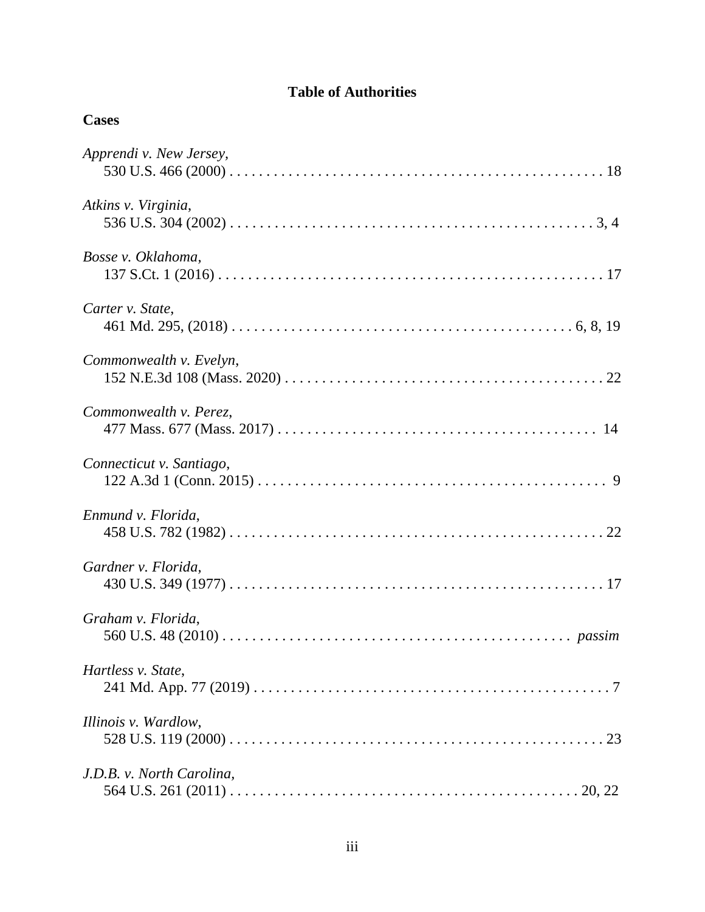## Table of Authorities

### Cases

*Apprendi v. New Jersey*,
530 U.S. 466 (2000) . . . . . . . . . . . . . . . . . . . . . . . . . . . . . . . . . . . . . . . . . . . . . . . . . . 18

*Atkins v. Virginia*,
536 U.S. 304 (2002) . . . . . . . . . . . . . . . . . . . . . . . . . . . . . . . . . . . . . . . . . . . . . . . . . 3, 4

*Bosse v. Oklahoma*,
137 S.Ct. 1 (2016) . . . . . . . . . . . . . . . . . . . . . . . . . . . . . . . . . . . . . . . . . . . . . . . . . . . 17

*Carter v. State*,
461 Md. 295, (2018) . . . . . . . . . . . . . . . . . . . . . . . . . . . . . . . . . . . . . . . . . . . . . . . 6, 8, 19

*Commonwealth v. Evelyn*,
152 N.E.3d 108 (Mass. 2020) . . . . . . . . . . . . . . . . . . . . . . . . . . . . . . . . . . . . . . . . . . . 22

*Commonwealth v. Perez*,
477 Mass. 677 (Mass. 2017) . . . . . . . . . . . . . . . . . . . . . . . . . . . . . . . . . . . . . . . . . . . 14

*Connecticut v. Santiago*,
122 A.3d 1 (Conn. 2015) . . . . . . . . . . . . . . . . . . . . . . . . . . . . . . . . . . . . . . . . . . . . . . . 9

*Enmund v. Florida*,
458 U.S. 782 (1982) . . . . . . . . . . . . . . . . . . . . . . . . . . . . . . . . . . . . . . . . . . . . . . . . . . 22

*Gardner v. Florida*,
430 U.S. 349 (1977) . . . . . . . . . . . . . . . . . . . . . . . . . . . . . . . . . . . . . . . . . . . . . . . . . . 17

*Graham v. Florida*,
560 U.S. 48 (2010) . . . . . . . . . . . . . . . . . . . . . . . . . . . . . . . . . . . . . . . . . . . . . . . *passim*

*Hartless v. State*,
241 Md. App. 77 (2019) . . . . . . . . . . . . . . . . . . . . . . . . . . . . . . . . . . . . . . . . . . . . . . . . 7

*Illinois v. Wardlow*,
528 U.S. 119 (2000) . . . . . . . . . . . . . . . . . . . . . . . . . . . . . . . . . . . . . . . . . . . . . . . . . . 23

*J.D.B. v. North Carolina*,
564 U.S. 261 (2011) . . . . . . . . . . . . . . . . . . . . . . . . . . . . . . . . . . . . . . . . . . . . . . . . 20, 22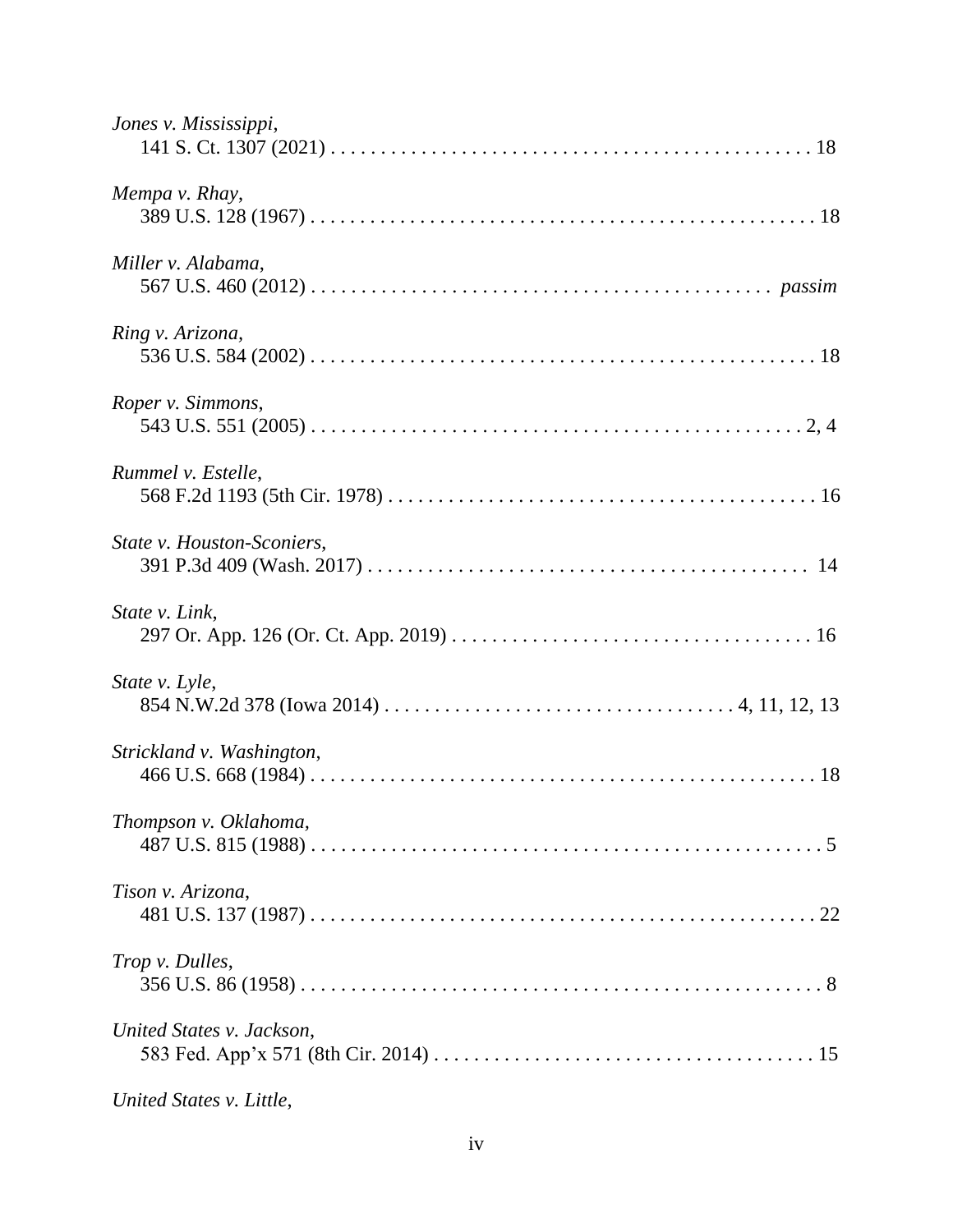*Jones v. Mississippi*,
  141 S. Ct. 1307 (2021) . . . . . . . . . . . . . . . . . . . . . . . . . . . . . . . . . . . . . . . . . . . . . . . . 18

*Mempa v. Rhay*,
  389 U.S. 128 (1967) . . . . . . . . . . . . . . . . . . . . . . . . . . . . . . . . . . . . . . . . . . . . . . . . . . . 18

*Miller v. Alabama*,
  567 U.S. 460 (2012) . . . . . . . . . . . . . . . . . . . . . . . . . . . . . . . . . . . . . . . . . . . . . . . *passim*

*Ring v. Arizona*,
  536 U.S. 584 (2002) . . . . . . . . . . . . . . . . . . . . . . . . . . . . . . . . . . . . . . . . . . . . . . . . . . 18

*Roper v. Simmons*,
  543 U.S. 551 (2005) . . . . . . . . . . . . . . . . . . . . . . . . . . . . . . . . . . . . . . . . . . . . . . . . . 2, 4

*Rummel v. Estelle*,
  568 F.2d 1193 (5th Cir. 1978) . . . . . . . . . . . . . . . . . . . . . . . . . . . . . . . . . . . . . . . . . . . 16

*State v. Houston-Sconiers*,
  391 P.3d 409 (Wash. 2017) . . . . . . . . . . . . . . . . . . . . . . . . . . . . . . . . . . . . . . . . . . . . 14

*State v. Link*,
  297 Or. App. 126 (Or. Ct. App. 2019) . . . . . . . . . . . . . . . . . . . . . . . . . . . . . . . . . . . 16

*State v. Lyle*,
  854 N.W.2d 378 (Iowa 2014) . . . . . . . . . . . . . . . . . . . . . . . . . . . . . . . . . 4, 11, 12, 13

*Strickland v. Washington*,
  466 U.S. 668 (1984) . . . . . . . . . . . . . . . . . . . . . . . . . . . . . . . . . . . . . . . . . . . . . . . . . . 18

*Thompson v. Oklahoma*,
  487 U.S. 815 (1988) . . . . . . . . . . . . . . . . . . . . . . . . . . . . . . . . . . . . . . . . . . . . . . . . . . . 5

*Tison v. Arizona*,
  481 U.S. 137 (1987) . . . . . . . . . . . . . . . . . . . . . . . . . . . . . . . . . . . . . . . . . . . . . . . . . . 22

*Trop v. Dulles*,
  356 U.S. 86 (1958) . . . . . . . . . . . . . . . . . . . . . . . . . . . . . . . . . . . . . . . . . . . . . . . . . . . . 8

*United States v. Jackson*,
  583 Fed. App'x 571 (8th Cir. 2014) . . . . . . . . . . . . . . . . . . . . . . . . . . . . . . . . . . . . . 15

*United States v. Little*,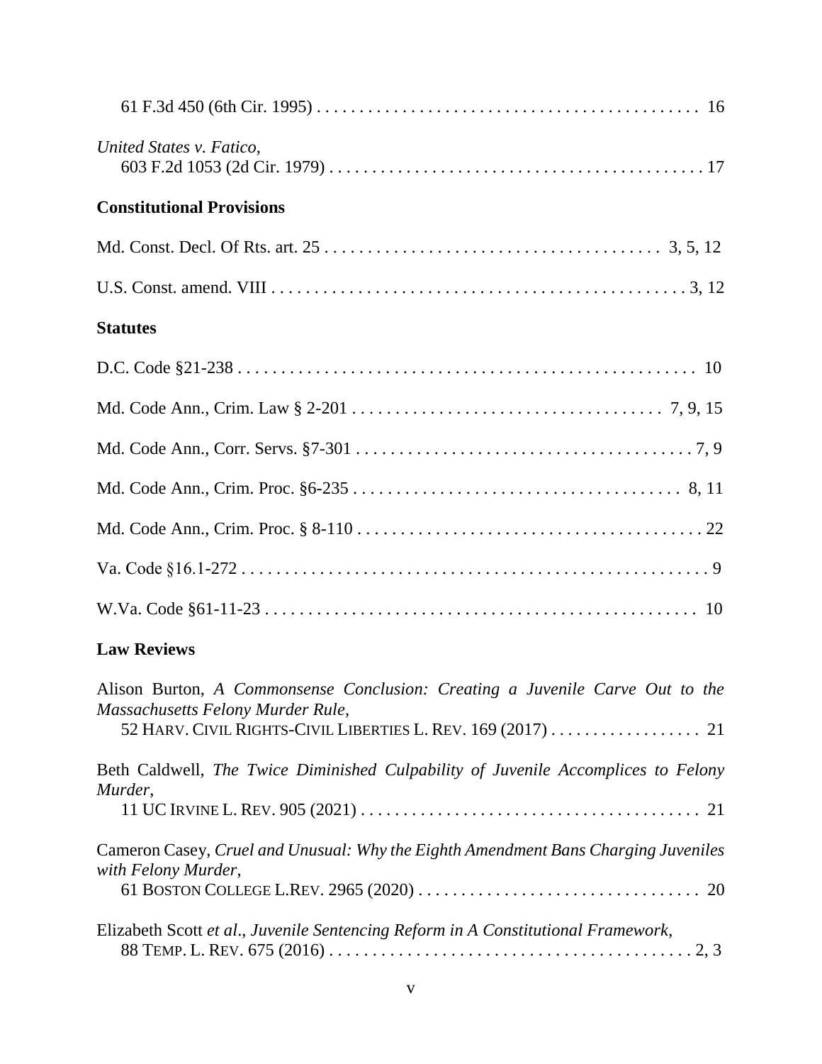61 F.3d 450 (6th Cir. 1995) . . . . . . . . . . . . . . . . . . . . . . . . . . . . . . . . . . . . . . . . . . . . . 16

*United States v. Fatico*,
603 F.2d 1053 (2d Cir. 1979) . . . . . . . . . . . . . . . . . . . . . . . . . . . . . . . . . . . . . . . . . . . . 17

**Constitutional Provisions**

Md. Const. Decl. Of Rts. art. 25 . . . . . . . . . . . . . . . . . . . . . . . . . . . . . . . . . . . . . . . 3, 5, 12

U.S. Const. amend. VIII . . . . . . . . . . . . . . . . . . . . . . . . . . . . . . . . . . . . . . . . . . . . . . . . 3, 12

**Statutes**

D.C. Code §21-238 . . . . . . . . . . . . . . . . . . . . . . . . . . . . . . . . . . . . . . . . . . . . . . . . . . . . . 10

Md. Code Ann., Crim. Law § 2-201 . . . . . . . . . . . . . . . . . . . . . . . . . . . . . . . . . . . 7, 9, 15

Md. Code Ann., Corr. Servs. §7-301 . . . . . . . . . . . . . . . . . . . . . . . . . . . . . . . . . . . . . . . 7, 9

Md. Code Ann., Crim. Proc. §6-235 . . . . . . . . . . . . . . . . . . . . . . . . . . . . . . . . . . . . . . 8, 11

Md. Code Ann., Crim. Proc. § 8-110 . . . . . . . . . . . . . . . . . . . . . . . . . . . . . . . . . . . . . . . . 22

Va. Code §16.1-272 . . . . . . . . . . . . . . . . . . . . . . . . . . . . . . . . . . . . . . . . . . . . . . . . . . . . . . 9

W.Va. Code §61-11-23 . . . . . . . . . . . . . . . . . . . . . . . . . . . . . . . . . . . . . . . . . . . . . . . . . . 10

**Law Reviews**

Alison Burton, *A Commonsense Conclusion: Creating a Juvenile Carve Out to the Massachusetts Felony Murder Rule*,
52 HARV. CIVIL RIGHTS-CIVIL LIBERTIES L. REV. 169 (2017) . . . . . . . . . . . . . . . . . . 21

Beth Caldwell, *The Twice Diminished Culpability of Juvenile Accomplices to Felony Murder*,
11 UC IRVINE L. REV. 905 (2021) . . . . . . . . . . . . . . . . . . . . . . . . . . . . . . . . . . . . . . . . . 21

Cameron Casey, *Cruel and Unusual: Why the Eighth Amendment Bans Charging Juveniles with Felony Murder*,
61 BOSTON COLLEGE L.REV. 2965 (2020) . . . . . . . . . . . . . . . . . . . . . . . . . . . . . . . . . 20

Elizabeth Scott *et al*., *Juvenile Sentencing Reform in A Constitutional Framework*,
88 TEMP. L. REV. 675 (2016) . . . . . . . . . . . . . . . . . . . . . . . . . . . . . . . . . . . . . . . . . . . 2, 3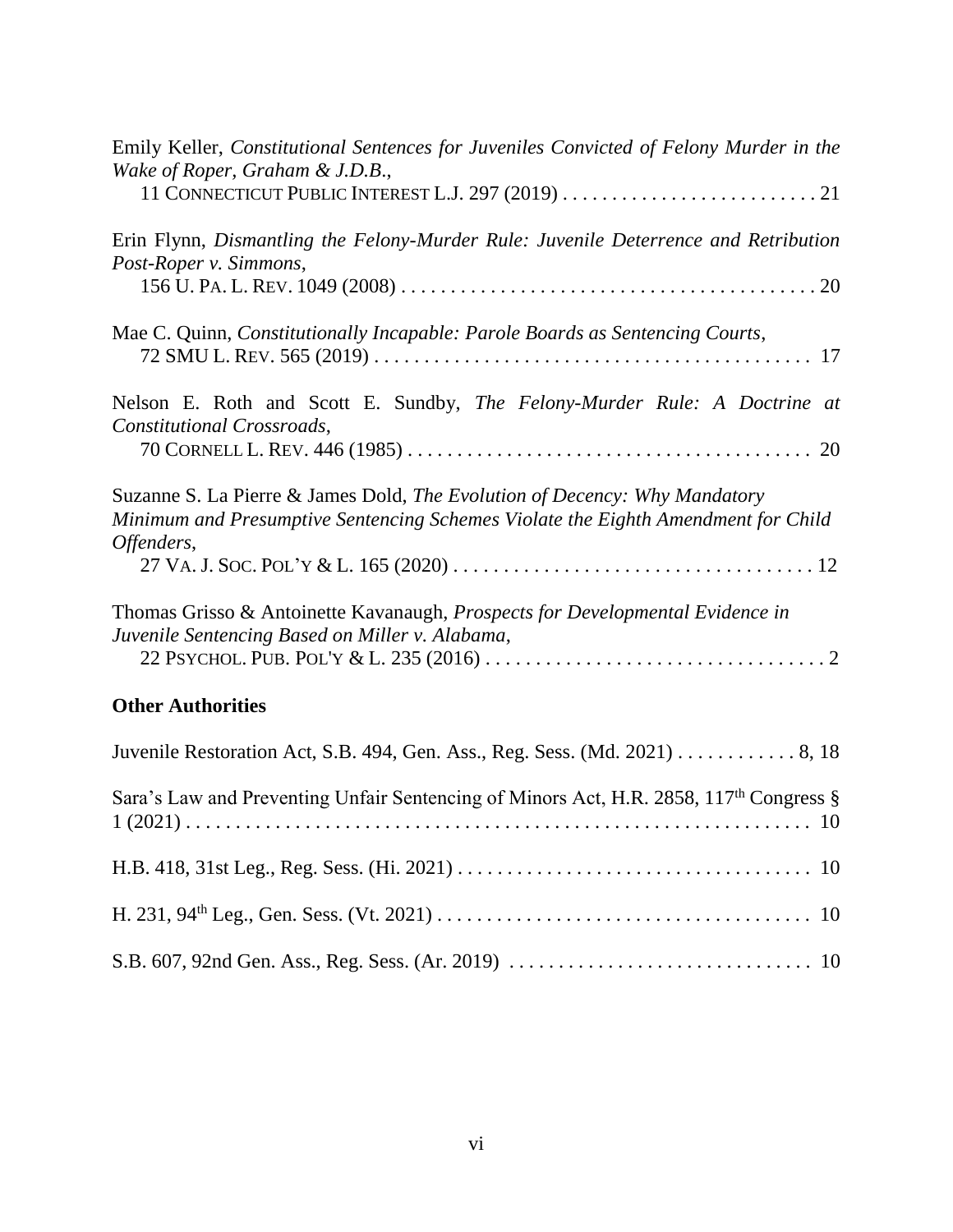Emily Keller, *Constitutional Sentences for Juveniles Convicted of Felony Murder in the Wake of Roper, Graham & J.D.B.*,
11 CONNECTICUT PUBLIC INTEREST L.J. 297 (2019) . . . . . . . . . . . . . . . . . . . . . . . . . . 21

Erin Flynn, *Dismantling the Felony-Murder Rule: Juvenile Deterrence and Retribution Post-Roper v. Simmons*,
156 U. PA. L. REV. 1049 (2008) . . . . . . . . . . . . . . . . . . . . . . . . . . . . . . . . . . . . . . . . . 20

Mae C. Quinn, *Constitutionally Incapable: Parole Boards as Sentencing Courts*,
72 SMU L. REV. 565 (2019) . . . . . . . . . . . . . . . . . . . . . . . . . . . . . . . . . . . . . . . . . . . . 17

Nelson E. Roth and Scott E. Sundby, *The Felony-Murder Rule: A Doctrine at Constitutional Crossroads*,
70 CORNELL L. REV. 446 (1985) . . . . . . . . . . . . . . . . . . . . . . . . . . . . . . . . . . . . . . . . 20

Suzanne S. La Pierre & James Dold, *The Evolution of Decency: Why Mandatory Minimum and Presumptive Sentencing Schemes Violate the Eighth Amendment for Child Offenders*,
27 VA. J. SOC. POL'Y & L. 165 (2020) . . . . . . . . . . . . . . . . . . . . . . . . . . . . . . . . . . . 12

Thomas Grisso & Antoinette Kavanaugh, *Prospects for Developmental Evidence in Juvenile Sentencing Based on Miller v. Alabama*,
22 PSYCHOL. PUB. POL'Y & L. 235 (2016) . . . . . . . . . . . . . . . . . . . . . . . . . . . . . . . . . 2

**Other Authorities**

Juvenile Restoration Act, S.B. 494, Gen. Ass., Reg. Sess. (Md. 2021) . . . . . . . . . . . . 8, 18

Sara's Law and Preventing Unfair Sentencing of Minors Act, H.R. 2858, 117th Congress § 1 (2021) . . . . . . . . . . . . . . . . . . . . . . . . . . . . . . . . . . . . . . . . . . . . . . . . . . . . . . . . . . . 10

H.B. 418, 31st Leg., Reg. Sess. (Hi. 2021) . . . . . . . . . . . . . . . . . . . . . . . . . . . . . . . . . . . 10

H. 231, 94th Leg., Gen. Sess. (Vt. 2021) . . . . . . . . . . . . . . . . . . . . . . . . . . . . . . . . . . . . . 10

S.B. 607, 92nd Gen. Ass., Reg. Sess. (Ar. 2019) . . . . . . . . . . . . . . . . . . . . . . . . . . . . . . 10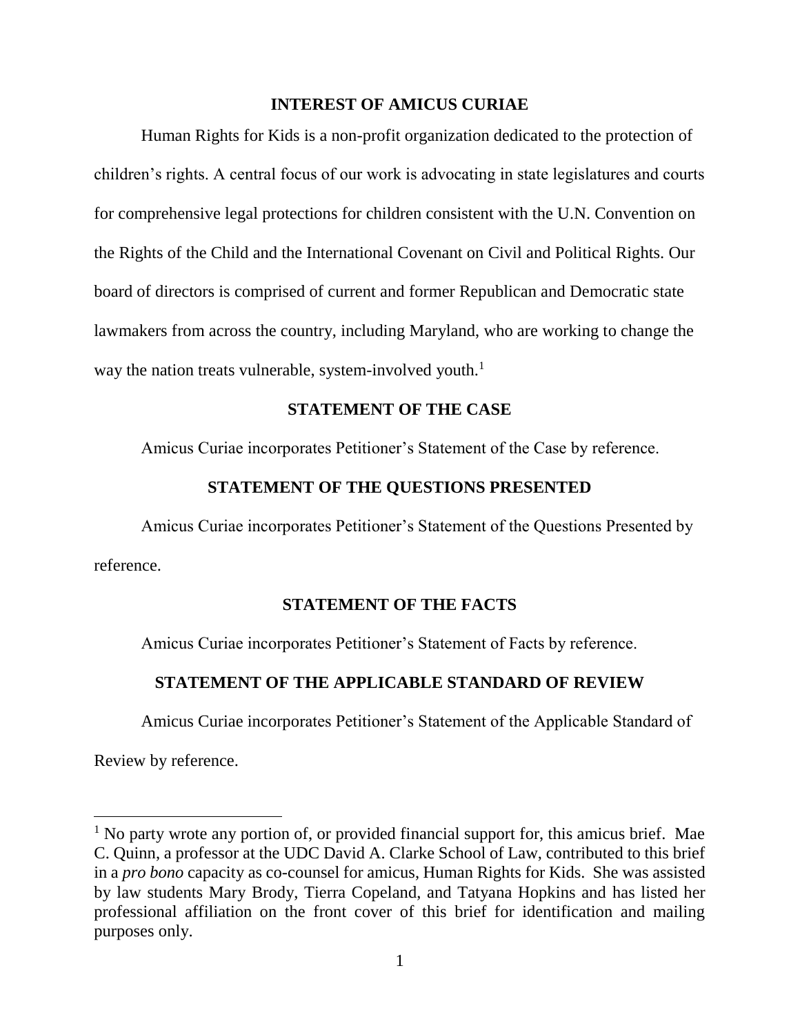## INTEREST OF AMICUS CURIAE

Human Rights for Kids is a non-profit organization dedicated to the protection of children's rights. A central focus of our work is advocating in state legislatures and courts for comprehensive legal protections for children consistent with the U.N. Convention on the Rights of the Child and the International Covenant on Civil and Political Rights. Our board of directors is comprised of current and former Republican and Democratic state lawmakers from across the country, including Maryland, who are working to change the way the nation treats vulnerable, system-involved youth.[1]

## STATEMENT OF THE CASE

Amicus Curiae incorporates Petitioner's Statement of the Case by reference.

## STATEMENT OF THE QUESTIONS PRESENTED

Amicus Curiae incorporates Petitioner's Statement of the Questions Presented by reference.

## STATEMENT OF THE FACTS

Amicus Curiae incorporates Petitioner's Statement of Facts by reference.

## STATEMENT OF THE APPLICABLE STANDARD OF REVIEW

Amicus Curiae incorporates Petitioner's Statement of the Applicable Standard of Review by reference.

---

[1] No party wrote any portion of, or provided financial support for, this amicus brief. Mae C. Quinn, a professor at the UDC David A. Clarke School of Law, contributed to this brief in a *pro bono* capacity as co-counsel for amicus, Human Rights for Kids. She was assisted by law students Mary Brody, Tierra Copeland, and Tatyana Hopkins and has listed her professional affiliation on the front cover of this brief for identification and mailing purposes only.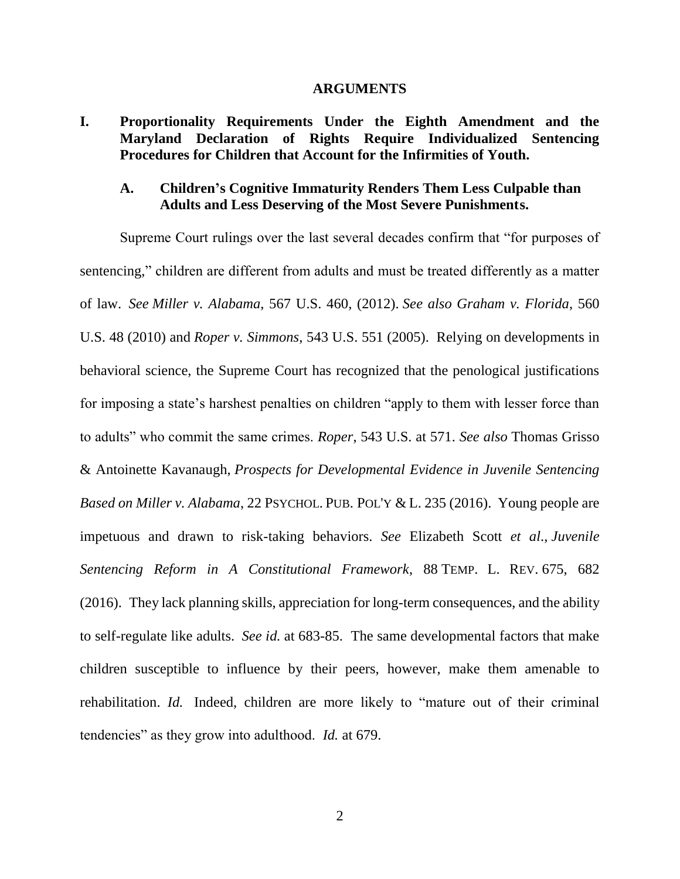# ARGUMENTS

## I. Proportionality Requirements Under the Eighth Amendment and the Maryland Declaration of Rights Require Individualized Sentencing Procedures for Children that Account for the Infirmities of Youth.

### A. Children's Cognitive Immaturity Renders Them Less Culpable than Adults and Less Deserving of the Most Severe Punishments.

Supreme Court rulings over the last several decades confirm that "for purposes of sentencing," children are different from adults and must be treated differently as a matter of law. *See Miller v. Alabama*, 567 U.S. 460, (2012). *See also Graham v. Florida*, 560 U.S. 48 (2010) and *Roper v. Simmons*, 543 U.S. 551 (2005). Relying on developments in behavioral science, the Supreme Court has recognized that the penological justifications for imposing a state's harshest penalties on children "apply to them with lesser force than to adults" who commit the same crimes. *Roper*, 543 U.S. at 571. *See also* Thomas Grisso & Antoinette Kavanaugh, *Prospects for Developmental Evidence in Juvenile Sentencing Based on Miller v. Alabama*, 22 PSYCHOL. PUB. POL'Y & L. 235 (2016). Young people are impetuous and drawn to risk-taking behaviors. *See* Elizabeth Scott *et al*., *Juvenile Sentencing Reform in A Constitutional Framework*, 88 TEMP. L. REV. 675, 682 (2016). They lack planning skills, appreciation for long-term consequences, and the ability to self-regulate like adults. *See id.* at 683-85. The same developmental factors that make children susceptible to influence by their peers, however, make them amenable to rehabilitation. *Id.* Indeed, children are more likely to "mature out of their criminal tendencies" as they grow into adulthood. *Id.* at 679.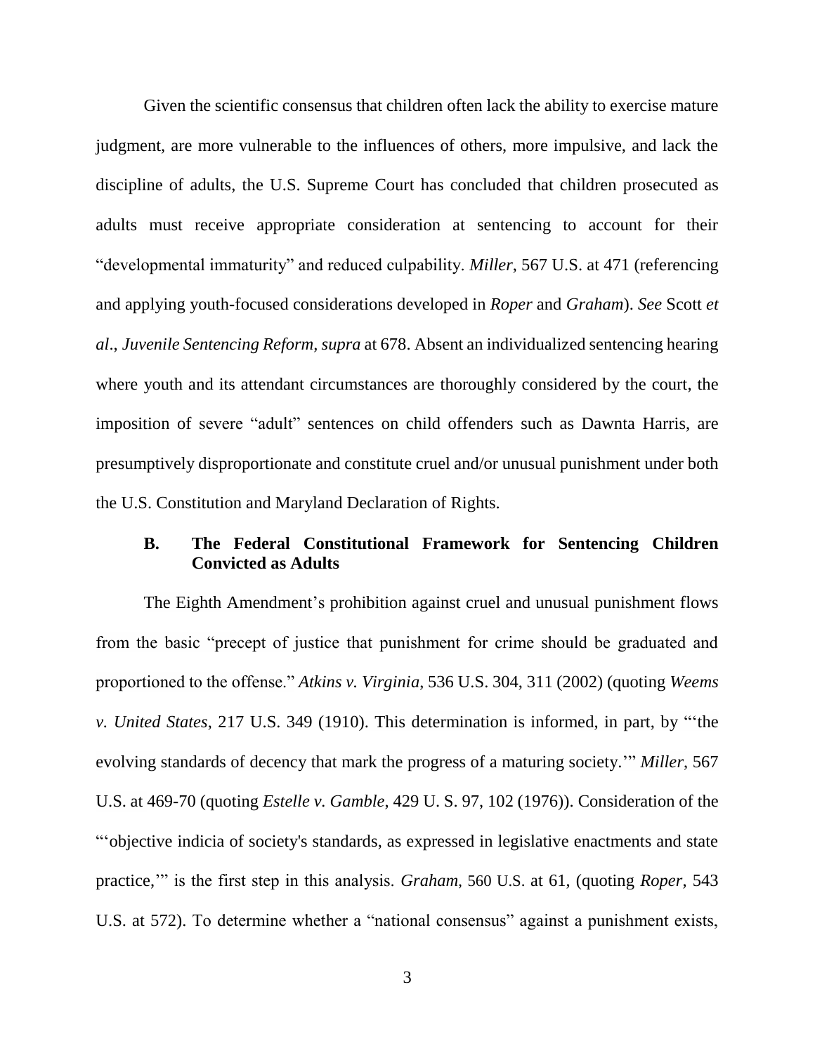Given the scientific consensus that children often lack the ability to exercise mature judgment, are more vulnerable to the influences of others, more impulsive, and lack the discipline of adults, the U.S. Supreme Court has concluded that children prosecuted as adults must receive appropriate consideration at sentencing to account for their "developmental immaturity" and reduced culpability. *Miller*, 567 U.S. at 471 (referencing and applying youth-focused considerations developed in *Roper* and *Graham*). *See* Scott *et al*., *Juvenile Sentencing Reform, supra* at 678. Absent an individualized sentencing hearing where youth and its attendant circumstances are thoroughly considered by the court, the imposition of severe "adult" sentences on child offenders such as Dawnta Harris, are presumptively disproportionate and constitute cruel and/or unusual punishment under both the U.S. Constitution and Maryland Declaration of Rights.

### B. The Federal Constitutional Framework for Sentencing Children Convicted as Adults

The Eighth Amendment's prohibition against cruel and unusual punishment flows from the basic "precept of justice that punishment for crime should be graduated and proportioned to the offense." *Atkins v. Virginia*, 536 U.S. 304, 311 (2002) (quoting *Weems v. United States*, 217 U.S. 349 (1910). This determination is informed, in part, by "'the evolving standards of decency that mark the progress of a maturing society.'" *Miller*, 567 U.S. at 469-70 (quoting *Estelle v. Gamble*, 429 U. S. 97, 102 (1976)). Consideration of the "'objective indicia of society's standards, as expressed in legislative enactments and state practice,'" is the first step in this analysis. *Graham*, 560 U.S. at 61, (quoting *Roper*, 543 U.S. at 572). To determine whether a "national consensus" against a punishment exists,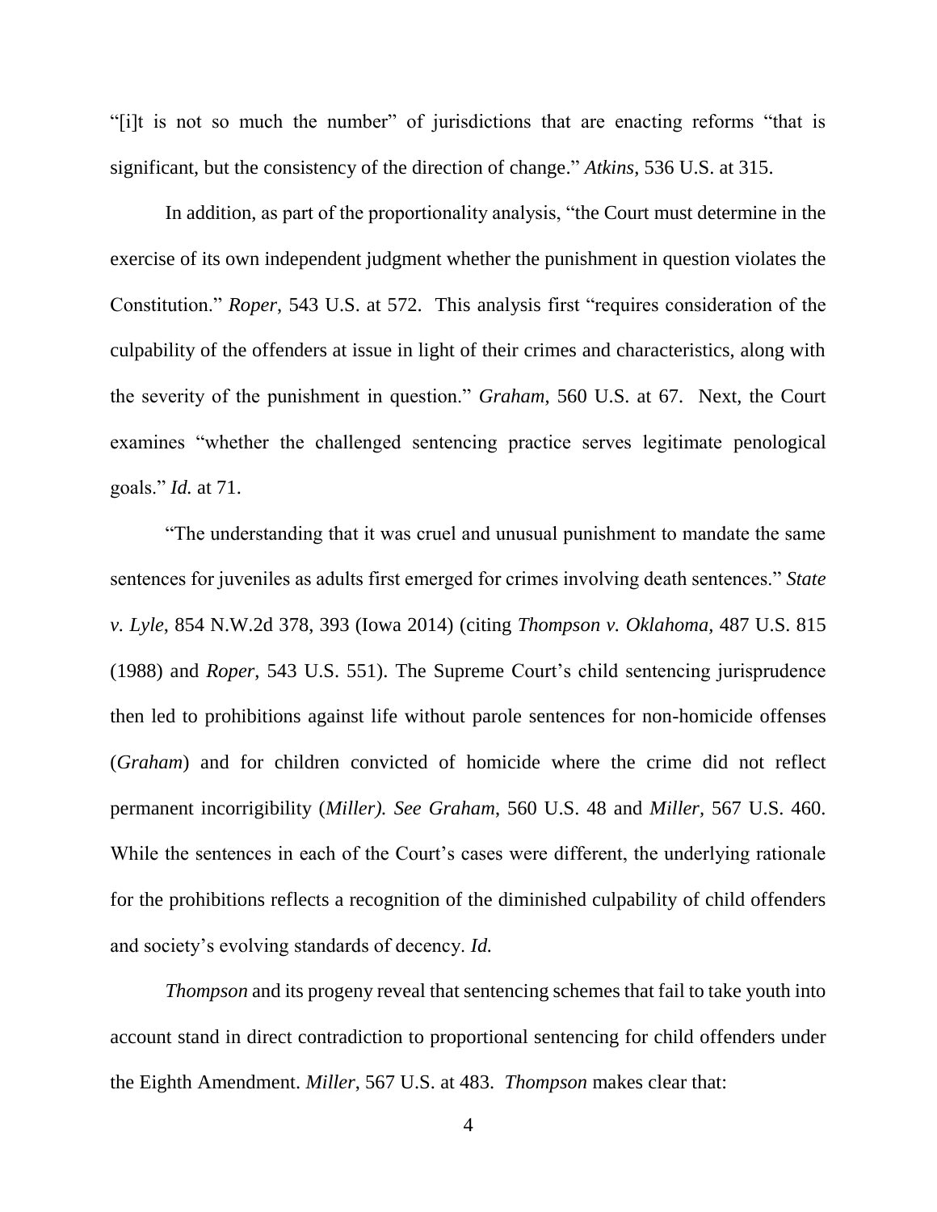"[i]t is not so much the number" of jurisdictions that are enacting reforms "that is significant, but the consistency of the direction of change." *Atkins*, 536 U.S. at 315.

In addition, as part of the proportionality analysis, "the Court must determine in the exercise of its own independent judgment whether the punishment in question violates the Constitution." *Roper*, 543 U.S. at 572. This analysis first "requires consideration of the culpability of the offenders at issue in light of their crimes and characteristics, along with the severity of the punishment in question." *Graham*, 560 U.S. at 67. Next, the Court examines "whether the challenged sentencing practice serves legitimate penological goals." *Id.* at 71.

"The understanding that it was cruel and unusual punishment to mandate the same sentences for juveniles as adults first emerged for crimes involving death sentences." *State v. Lyle*, 854 N.W.2d 378, 393 (Iowa 2014) (citing *Thompson v. Oklahoma*, 487 U.S. 815 (1988) and *Roper*, 543 U.S. 551). The Supreme Court's child sentencing jurisprudence then led to prohibitions against life without parole sentences for non-homicide offenses (*Graham*) and for children convicted of homicide where the crime did not reflect permanent incorrigibility (*Miller*). *See Graham*, 560 U.S. 48 and *Miller*, 567 U.S. 460. While the sentences in each of the Court's cases were different, the underlying rationale for the prohibitions reflects a recognition of the diminished culpability of child offenders and society's evolving standards of decency. *Id.*

*Thompson* and its progeny reveal that sentencing schemes that fail to take youth into account stand in direct contradiction to proportional sentencing for child offenders under the Eighth Amendment. *Miller*, 567 U.S. at 483. *Thompson* makes clear that: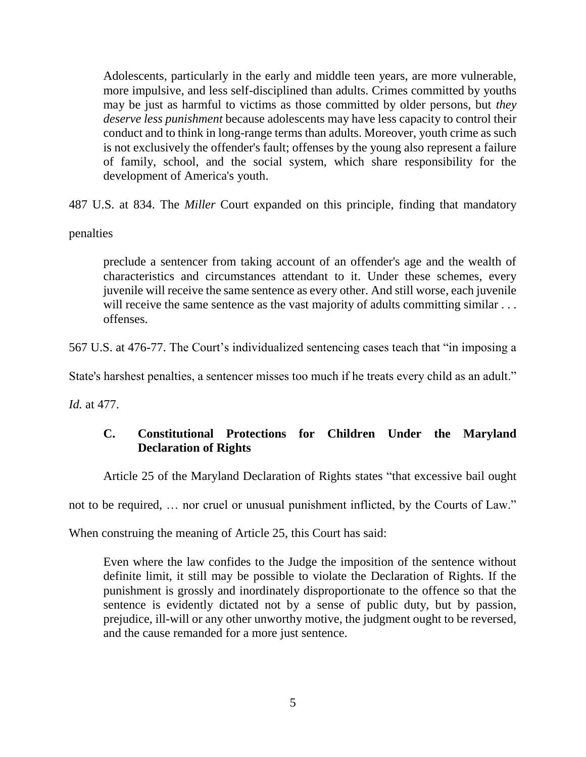> Adolescents, particularly in the early and middle teen years, are more vulnerable, more impulsive, and less self-disciplined than adults. Crimes committed by youths may be just as harmful to victims as those committed by older persons, but *they deserve less punishment* because adolescents may have less capacity to control their conduct and to think in long-range terms than adults. Moreover, youth crime as such is not exclusively the offender's fault; offenses by the young also represent a failure of family, school, and the social system, which share responsibility for the development of America's youth.

487 U.S. at 834. The *Miller* Court expanded on this principle, finding that mandatory penalties

> preclude a sentencer from taking account of an offender's age and the wealth of characteristics and circumstances attendant to it. Under these schemes, every juvenile will receive the same sentence as every other. And still worse, each juvenile will receive the same sentence as the vast majority of adults committing similar . . . offenses.

567 U.S. at 476-77. The Court's individualized sentencing cases teach that "in imposing a State's harshest penalties, a sentencer misses too much if he treats every child as an adult." *Id.* at 477.

### C. Constitutional Protections for Children Under the Maryland Declaration of Rights

Article 25 of the Maryland Declaration of Rights states "that excessive bail ought not to be required, … nor cruel or unusual punishment inflicted, by the Courts of Law." When construing the meaning of Article 25, this Court has said:

> Even where the law confides to the Judge the imposition of the sentence without definite limit, it still may be possible to violate the Declaration of Rights. If the punishment is grossly and inordinately disproportionate to the offence so that the sentence is evidently dictated not by a sense of public duty, but by passion, prejudice, ill-will or any other unworthy motive, the judgment ought to be reversed, and the cause remanded for a more just sentence.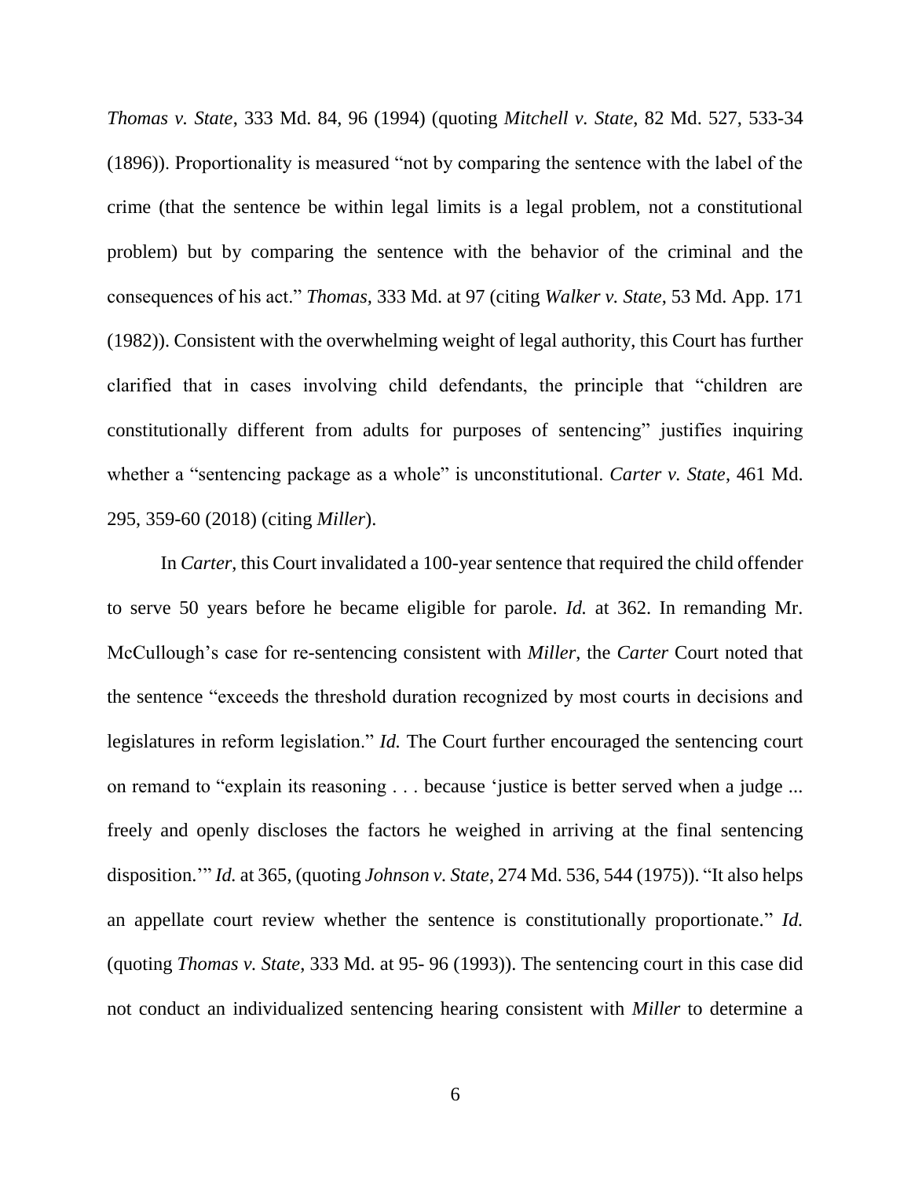*Thomas v. State*, 333 Md. 84, 96 (1994) (quoting *Mitchell v. State*, 82 Md. 527, 533-34 (1896)). Proportionality is measured "not by comparing the sentence with the label of the crime (that the sentence be within legal limits is a legal problem, not a constitutional problem) but by comparing the sentence with the behavior of the criminal and the consequences of his act." *Thomas*, 333 Md. at 97 (citing *Walker v. State*, 53 Md. App. 171 (1982)). Consistent with the overwhelming weight of legal authority, this Court has further clarified that in cases involving child defendants, the principle that "children are constitutionally different from adults for purposes of sentencing" justifies inquiring whether a "sentencing package as a whole" is unconstitutional. *Carter v. State*, 461 Md. 295, 359-60 (2018) (citing *Miller*).

In *Carter*, this Court invalidated a 100-year sentence that required the child offender to serve 50 years before he became eligible for parole. *Id.* at 362. In remanding Mr. McCullough's case for re-sentencing consistent with *Miller*, the *Carter* Court noted that the sentence "exceeds the threshold duration recognized by most courts in decisions and legislatures in reform legislation." *Id.* The Court further encouraged the sentencing court on remand to "explain its reasoning . . . because 'justice is better served when a judge ... freely and openly discloses the factors he weighed in arriving at the final sentencing disposition.'" *Id.* at 365, (quoting *Johnson v. State*, 274 Md. 536, 544 (1975)). "It also helps an appellate court review whether the sentence is constitutionally proportionate." *Id.* (quoting *Thomas v. State*, 333 Md. at 95- 96 (1993)). The sentencing court in this case did not conduct an individualized sentencing hearing consistent with *Miller* to determine a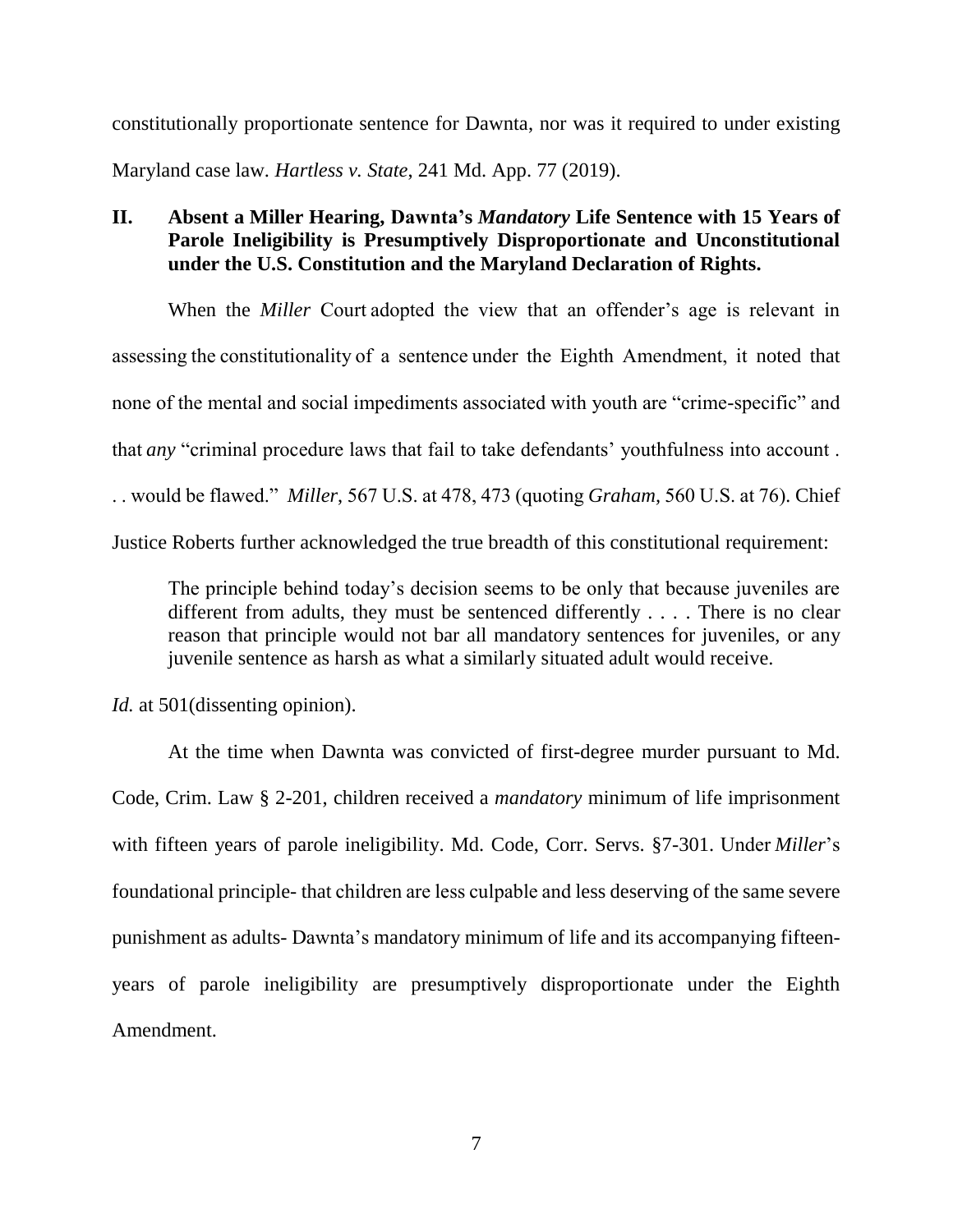constitutionally proportionate sentence for Dawnta, nor was it required to under existing Maryland case law. *Hartless v. State*, 241 Md. App. 77 (2019).

## II. Absent a Miller Hearing, Dawnta's *Mandatory* Life Sentence with 15 Years of Parole Ineligibility is Presumptively Disproportionate and Unconstitutional under the U.S. Constitution and the Maryland Declaration of Rights.

When the *Miller* Court adopted the view that an offender's age is relevant in assessing the constitutionality of a sentence under the Eighth Amendment, it noted that none of the mental and social impediments associated with youth are "crime-specific" and that *any* "criminal procedure laws that fail to take defendants' youthfulness into account . . . would be flawed." *Miller*, 567 U.S. at 478, 473 (quoting *Graham*, 560 U.S. at 76). Chief Justice Roberts further acknowledged the true breadth of this constitutional requirement:

> The principle behind today's decision seems to be only that because juveniles are different from adults, they must be sentenced differently . . . . There is no clear reason that principle would not bar all mandatory sentences for juveniles, or any juvenile sentence as harsh as what a similarly situated adult would receive.

*Id.* at 501(dissenting opinion).

At the time when Dawnta was convicted of first-degree murder pursuant to Md. Code, Crim. Law § 2-201, children received a *mandatory* minimum of life imprisonment with fifteen years of parole ineligibility. Md. Code, Corr. Servs. §7-301. Under *Miller*'s foundational principle- that children are less culpable and less deserving of the same severe punishment as adults- Dawnta's mandatory minimum of life and its accompanying fifteen-years of parole ineligibility are presumptively disproportionate under the Eighth Amendment.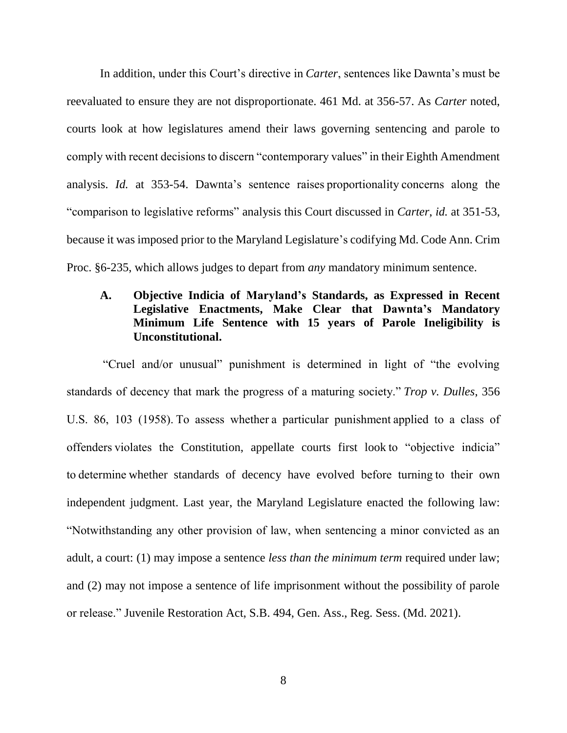In addition, under this Court's directive in *Carter*, sentences like Dawnta's must be reevaluated to ensure they are not disproportionate. 461 Md. at 356-57. As *Carter* noted, courts look at how legislatures amend their laws governing sentencing and parole to comply with recent decisions to discern "contemporary values" in their Eighth Amendment analysis. *Id.* at 353-54. Dawnta's sentence raises proportionality concerns along the "comparison to legislative reforms" analysis this Court discussed in *Carter*, *id.* at 351-53, because it was imposed prior to the Maryland Legislature's codifying Md. Code Ann. Crim Proc. §6-235, which allows judges to depart from *any* mandatory minimum sentence.

### A. Objective Indicia of Maryland's Standards, as Expressed in Recent Legislative Enactments, Make Clear that Dawnta's Mandatory Minimum Life Sentence with 15 years of Parole Ineligibility is Unconstitutional.

"Cruel and/or unusual" punishment is determined in light of "the evolving standards of decency that mark the progress of a maturing society." *Trop v. Dulles*, 356 U.S. 86, 103 (1958). To assess whether a particular punishment applied to a class of offenders violates the Constitution, appellate courts first look to "objective indicia" to determine whether standards of decency have evolved before turning to their own independent judgment. Last year, the Maryland Legislature enacted the following law: "Notwithstanding any other provision of law, when sentencing a minor convicted as an adult, a court: (1) may impose a sentence *less than the minimum term* required under law; and (2) may not impose a sentence of life imprisonment without the possibility of parole or release." Juvenile Restoration Act, S.B. 494, Gen. Ass., Reg. Sess. (Md. 2021).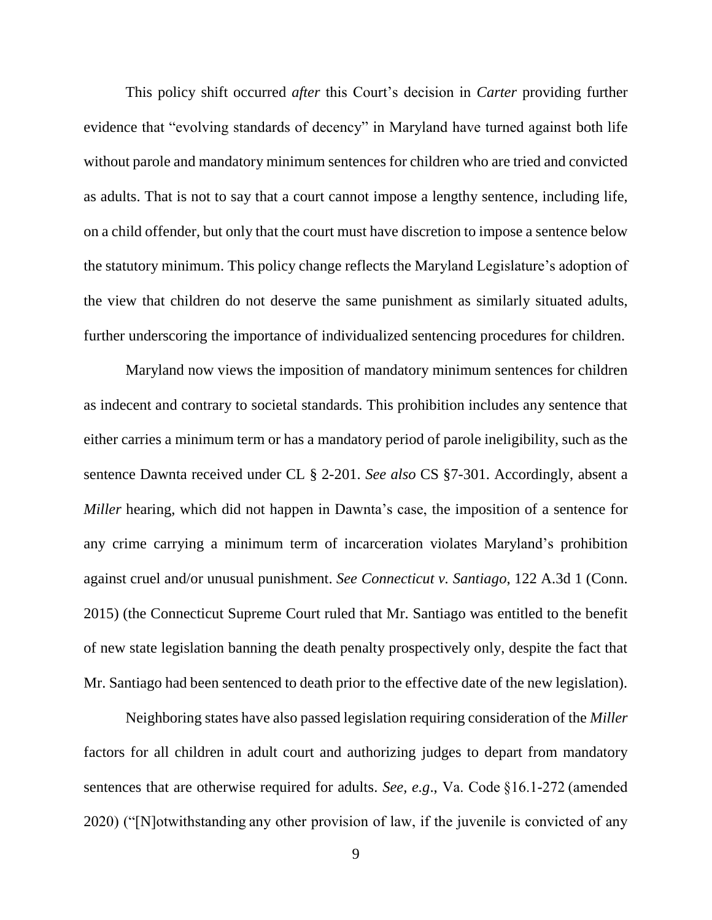This policy shift occurred *after* this Court's decision in *Carter* providing further evidence that "evolving standards of decency" in Maryland have turned against both life without parole and mandatory minimum sentences for children who are tried and convicted as adults. That is not to say that a court cannot impose a lengthy sentence, including life, on a child offender, but only that the court must have discretion to impose a sentence below the statutory minimum. This policy change reflects the Maryland Legislature's adoption of the view that children do not deserve the same punishment as similarly situated adults, further underscoring the importance of individualized sentencing procedures for children.

Maryland now views the imposition of mandatory minimum sentences for children as indecent and contrary to societal standards. This prohibition includes any sentence that either carries a minimum term or has a mandatory period of parole ineligibility, such as the sentence Dawnta received under CL § 2-201. *See also* CS §7-301. Accordingly, absent a *Miller* hearing, which did not happen in Dawnta's case, the imposition of a sentence for any crime carrying a minimum term of incarceration violates Maryland's prohibition against cruel and/or unusual punishment. *See Connecticut v. Santiago*, 122 A.3d 1 (Conn. 2015) (the Connecticut Supreme Court ruled that Mr. Santiago was entitled to the benefit of new state legislation banning the death penalty prospectively only, despite the fact that Mr. Santiago had been sentenced to death prior to the effective date of the new legislation).

Neighboring states have also passed legislation requiring consideration of the *Miller* factors for all children in adult court and authorizing judges to depart from mandatory sentences that are otherwise required for adults. *See, e.g.*, Va. Code §16.1-272 (amended 2020) ("[N]otwithstanding any other provision of law, if the juvenile is convicted of any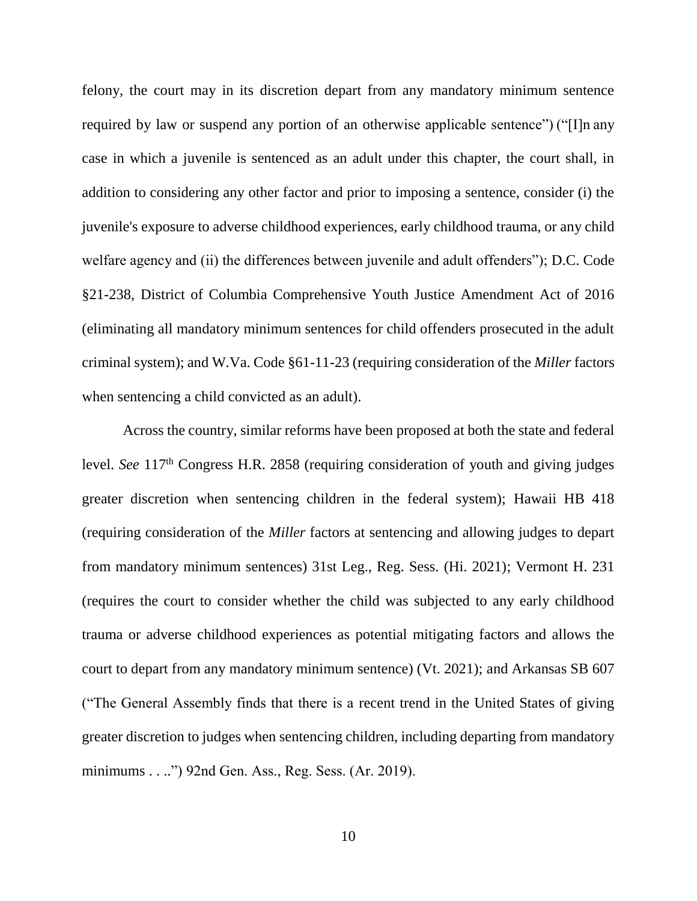felony, the court may in its discretion depart from any mandatory minimum sentence required by law or suspend any portion of an otherwise applicable sentence") ("[I]n any case in which a juvenile is sentenced as an adult under this chapter, the court shall, in addition to considering any other factor and prior to imposing a sentence, consider (i) the juvenile's exposure to adverse childhood experiences, early childhood trauma, or any child welfare agency and (ii) the differences between juvenile and adult offenders"); D.C. Code §21-238, District of Columbia Comprehensive Youth Justice Amendment Act of 2016 (eliminating all mandatory minimum sentences for child offenders prosecuted in the adult criminal system); and W.Va. Code §61-11-23 (requiring consideration of the *Miller* factors when sentencing a child convicted as an adult).

Across the country, similar reforms have been proposed at both the state and federal level. *See* 117th Congress H.R. 2858 (requiring consideration of youth and giving judges greater discretion when sentencing children in the federal system); Hawaii HB 418 (requiring consideration of the *Miller* factors at sentencing and allowing judges to depart from mandatory minimum sentences) 31st Leg., Reg. Sess. (Hi. 2021); Vermont H. 231 (requires the court to consider whether the child was subjected to any early childhood trauma or adverse childhood experiences as potential mitigating factors and allows the court to depart from any mandatory minimum sentence) (Vt. 2021); and Arkansas SB 607 ("The General Assembly finds that there is a recent trend in the United States of giving greater discretion to judges when sentencing children, including departing from mandatory minimums . . ..") 92nd Gen. Ass., Reg. Sess. (Ar. 2019).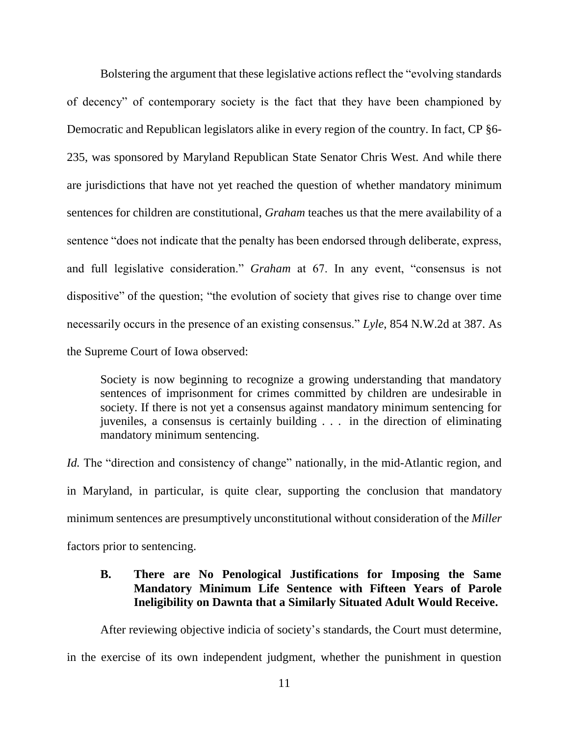Bolstering the argument that these legislative actions reflect the "evolving standards of decency" of contemporary society is the fact that they have been championed by Democratic and Republican legislators alike in every region of the country. In fact, CP §6-235, was sponsored by Maryland Republican State Senator Chris West. And while there are jurisdictions that have not yet reached the question of whether mandatory minimum sentences for children are constitutional, *Graham* teaches us that the mere availability of a sentence "does not indicate that the penalty has been endorsed through deliberate, express, and full legislative consideration." *Graham* at 67. In any event, "consensus is not dispositive" of the question; "the evolution of society that gives rise to change over time necessarily occurs in the presence of an existing consensus." *Lyle*, 854 N.W.2d at 387. As the Supreme Court of Iowa observed:

> Society is now beginning to recognize a growing understanding that mandatory sentences of imprisonment for crimes committed by children are undesirable in society. If there is not yet a consensus against mandatory minimum sentencing for juveniles, a consensus is certainly building . . . in the direction of eliminating mandatory minimum sentencing.

*Id.* The "direction and consistency of change" nationally, in the mid-Atlantic region, and in Maryland, in particular, is quite clear, supporting the conclusion that mandatory minimum sentences are presumptively unconstitutional without consideration of the *Miller* factors prior to sentencing.

### B. There are No Penological Justifications for Imposing the Same Mandatory Minimum Life Sentence with Fifteen Years of Parole Ineligibility on Dawnta that a Similarly Situated Adult Would Receive.

After reviewing objective indicia of society's standards, the Court must determine, in the exercise of its own independent judgment, whether the punishment in question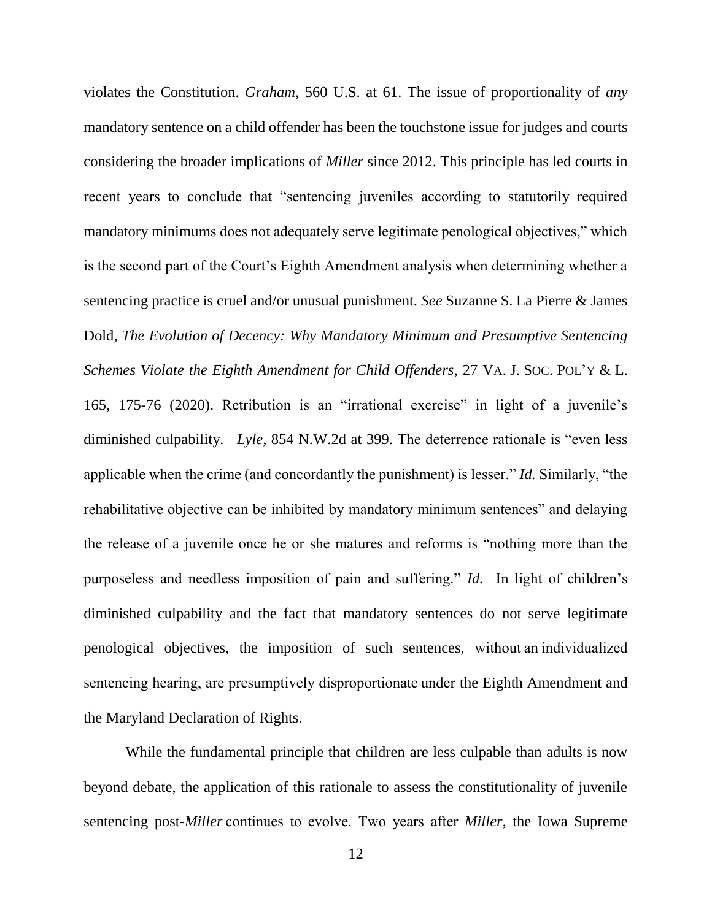violates the Constitution. *Graham*, 560 U.S. at 61. The issue of proportionality of *any* mandatory sentence on a child offender has been the touchstone issue for judges and courts considering the broader implications of *Miller* since 2012. This principle has led courts in recent years to conclude that "sentencing juveniles according to statutorily required mandatory minimums does not adequately serve legitimate penological objectives," which is the second part of the Court's Eighth Amendment analysis when determining whether a sentencing practice is cruel and/or unusual punishment. *See* Suzanne S. La Pierre & James Dold, *The Evolution of Decency: Why Mandatory Minimum and Presumptive Sentencing Schemes Violate the Eighth Amendment for Child Offenders*, 27 VA. J. SOC. POL'Y & L. 165, 175-76 (2020). Retribution is an "irrational exercise" in light of a juvenile's diminished culpability. *Lyle*, 854 N.W.2d at 399. The deterrence rationale is "even less applicable when the crime (and concordantly the punishment) is lesser." *Id.* Similarly, "the rehabilitative objective can be inhibited by mandatory minimum sentences" and delaying the release of a juvenile once he or she matures and reforms is "nothing more than the purposeless and needless imposition of pain and suffering." *Id.* In light of children's diminished culpability and the fact that mandatory sentences do not serve legitimate penological objectives, the imposition of such sentences, without an individualized sentencing hearing, are presumptively disproportionate under the Eighth Amendment and the Maryland Declaration of Rights.

While the fundamental principle that children are less culpable than adults is now beyond debate, the application of this rationale to assess the constitutionality of juvenile sentencing post-*Miller* continues to evolve. Two years after *Miller*, the Iowa Supreme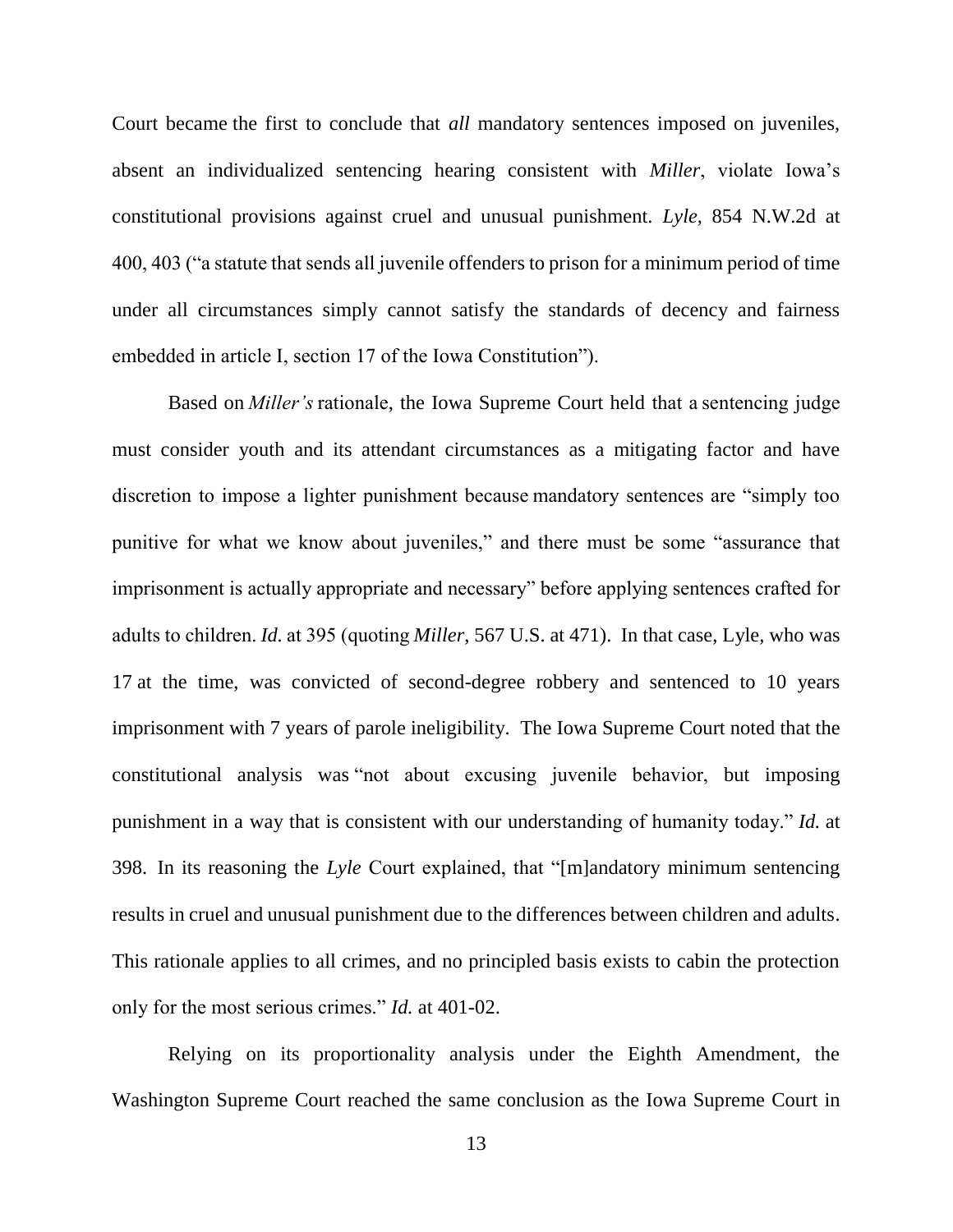Court became the first to conclude that *all* mandatory sentences imposed on juveniles, absent an individualized sentencing hearing consistent with *Miller*, violate Iowa's constitutional provisions against cruel and unusual punishment. *Lyle*, 854 N.W.2d at 400, 403 ("a statute that sends all juvenile offenders to prison for a minimum period of time under all circumstances simply cannot satisfy the standards of decency and fairness embedded in article I, section 17 of the Iowa Constitution").

Based on *Miller's* rationale, the Iowa Supreme Court held that a sentencing judge must consider youth and its attendant circumstances as a mitigating factor and have discretion to impose a lighter punishment because mandatory sentences are "simply too punitive for what we know about juveniles," and there must be some "assurance that imprisonment is actually appropriate and necessary" before applying sentences crafted for adults to children. *Id.* at 395 (quoting *Miller*, 567 U.S. at 471). In that case, Lyle, who was 17 at the time, was convicted of second-degree robbery and sentenced to 10 years imprisonment with 7 years of parole ineligibility. The Iowa Supreme Court noted that the constitutional analysis was "not about excusing juvenile behavior, but imposing punishment in a way that is consistent with our understanding of humanity today." *Id.* at 398. In its reasoning the *Lyle* Court explained, that "[m]andatory minimum sentencing results in cruel and unusual punishment due to the differences between children and adults. This rationale applies to all crimes, and no principled basis exists to cabin the protection only for the most serious crimes." *Id.* at 401-02.

Relying on its proportionality analysis under the Eighth Amendment, the Washington Supreme Court reached the same conclusion as the Iowa Supreme Court in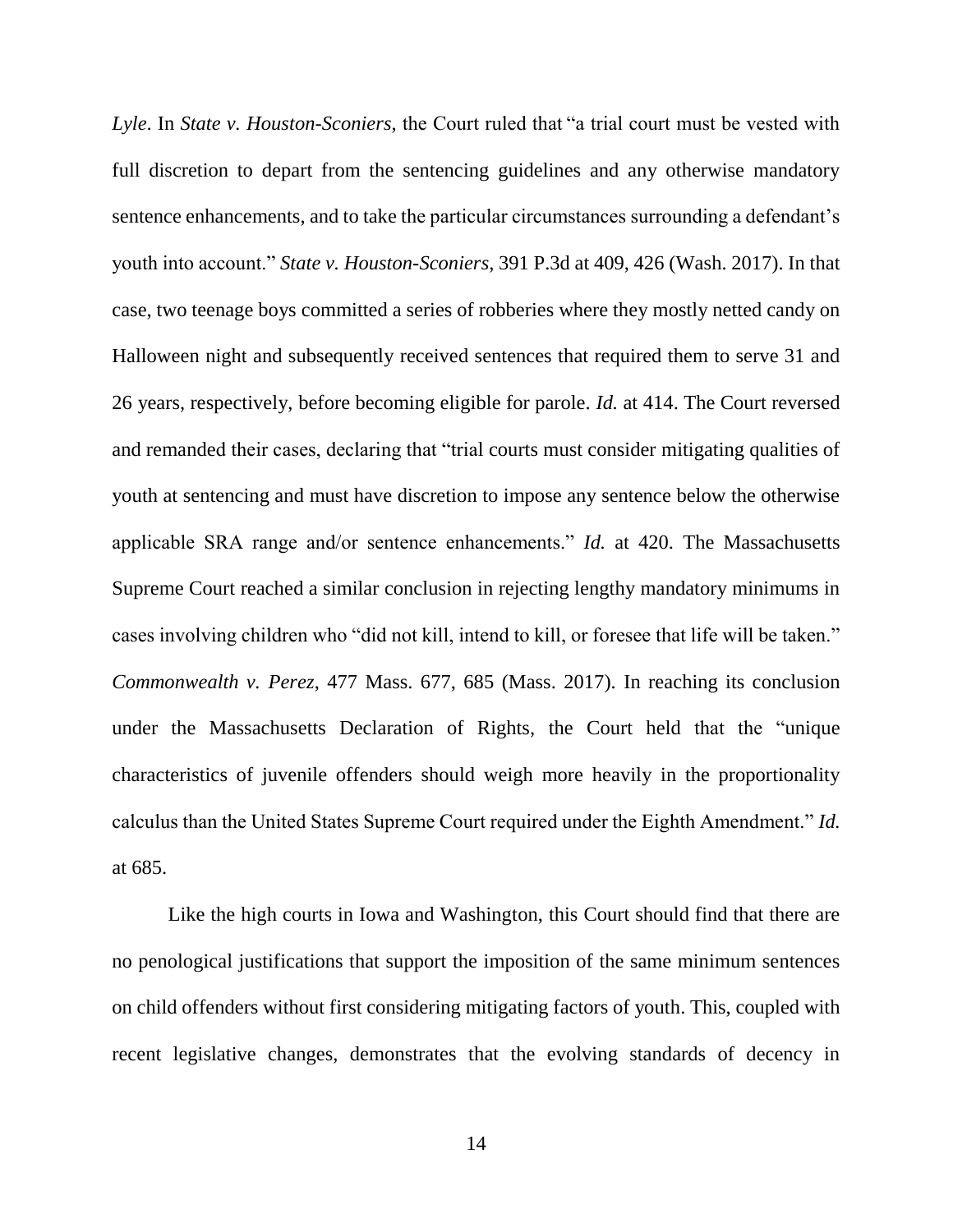*Lyle*. In *State v. Houston-Sconiers*, the Court ruled that "a trial court must be vested with full discretion to depart from the sentencing guidelines and any otherwise mandatory sentence enhancements, and to take the particular circumstances surrounding a defendant's youth into account." *State v. Houston-Sconiers*, 391 P.3d at 409, 426 (Wash. 2017). In that case, two teenage boys committed a series of robberies where they mostly netted candy on Halloween night and subsequently received sentences that required them to serve 31 and 26 years, respectively, before becoming eligible for parole. *Id.* at 414. The Court reversed and remanded their cases, declaring that "trial courts must consider mitigating qualities of youth at sentencing and must have discretion to impose any sentence below the otherwise applicable SRA range and/or sentence enhancements." *Id.* at 420. The Massachusetts Supreme Court reached a similar conclusion in rejecting lengthy mandatory minimums in cases involving children who "did not kill, intend to kill, or foresee that life will be taken." *Commonwealth v. Perez*, 477 Mass. 677, 685 (Mass. 2017). In reaching its conclusion under the Massachusetts Declaration of Rights, the Court held that the "unique characteristics of juvenile offenders should weigh more heavily in the proportionality calculus than the United States Supreme Court required under the Eighth Amendment." *Id.* at 685.

Like the high courts in Iowa and Washington, this Court should find that there are no penological justifications that support the imposition of the same minimum sentences on child offenders without first considering mitigating factors of youth. This, coupled with recent legislative changes, demonstrates that the evolving standards of decency in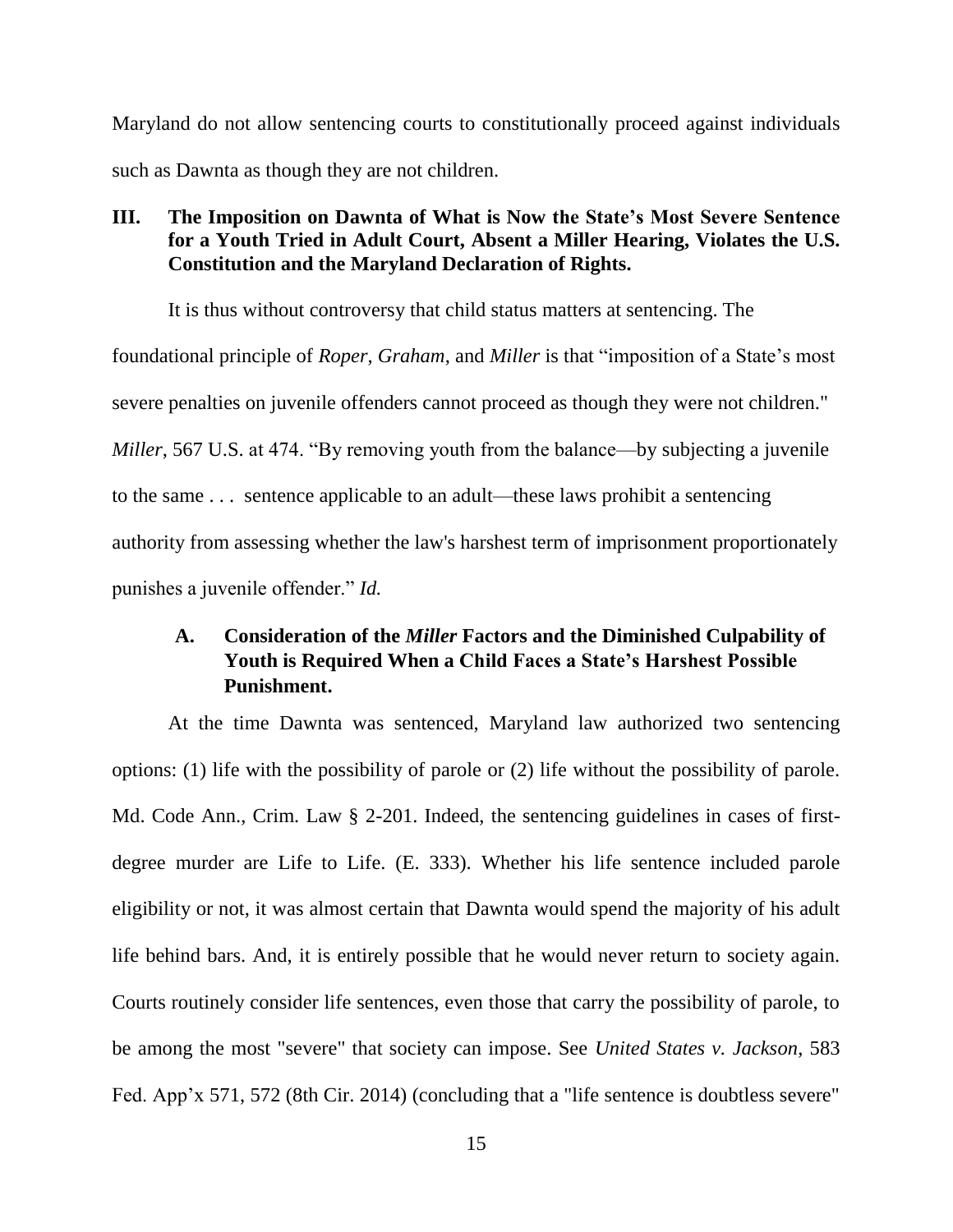Maryland do not allow sentencing courts to constitutionally proceed against individuals such as Dawnta as though they are not children.

## III. The Imposition on Dawnta of What is Now the State's Most Severe Sentence for a Youth Tried in Adult Court, Absent a Miller Hearing, Violates the U.S. Constitution and the Maryland Declaration of Rights.

It is thus without controversy that child status matters at sentencing. The foundational principle of *Roper*, *Graham*, and *Miller* is that "imposition of a State's most severe penalties on juvenile offenders cannot proceed as though they were not children." *Miller*, 567 U.S. at 474. "By removing youth from the balance—by subjecting a juvenile to the same . . . sentence applicable to an adult—these laws prohibit a sentencing authority from assessing whether the law's harshest term of imprisonment proportionately punishes a juvenile offender." *Id.*

### A. Consideration of the *Miller* Factors and the Diminished Culpability of Youth is Required When a Child Faces a State's Harshest Possible Punishment.

At the time Dawnta was sentenced, Maryland law authorized two sentencing options: (1) life with the possibility of parole or (2) life without the possibility of parole. Md. Code Ann., Crim. Law § 2-201. Indeed, the sentencing guidelines in cases of first-degree murder are Life to Life. (E. 333). Whether his life sentence included parole eligibility or not, it was almost certain that Dawnta would spend the majority of his adult life behind bars. And, it is entirely possible that he would never return to society again. Courts routinely consider life sentences, even those that carry the possibility of parole, to be among the most "severe" that society can impose. See *United States v. Jackson*, 583 Fed. App'x 571, 572 (8th Cir. 2014) (concluding that a "life sentence is doubtless severe"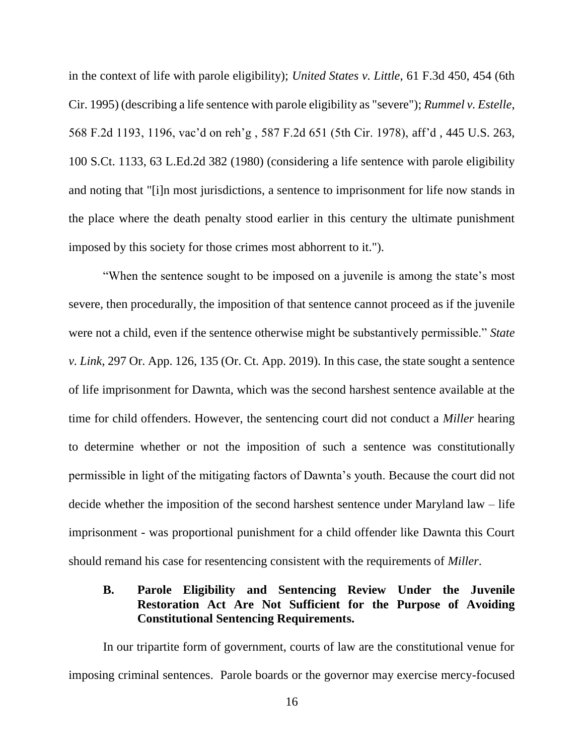in the context of life with parole eligibility); *United States v. Little*, 61 F.3d 450, 454 (6th Cir. 1995) (describing a life sentence with parole eligibility as "severe"); *Rummel v. Estelle*, 568 F.2d 1193, 1196, vac'd on reh'g , 587 F.2d 651 (5th Cir. 1978), aff'd , 445 U.S. 263, 100 S.Ct. 1133, 63 L.Ed.2d 382 (1980) (considering a life sentence with parole eligibility and noting that "[i]n most jurisdictions, a sentence to imprisonment for life now stands in the place where the death penalty stood earlier in this century the ultimate punishment imposed by this society for those crimes most abhorrent to it.").

"When the sentence sought to be imposed on a juvenile is among the state's most severe, then procedurally, the imposition of that sentence cannot proceed as if the juvenile were not a child, even if the sentence otherwise might be substantively permissible." *State v. Link*, 297 Or. App. 126, 135 (Or. Ct. App. 2019). In this case, the state sought a sentence of life imprisonment for Dawnta, which was the second harshest sentence available at the time for child offenders. However, the sentencing court did not conduct a *Miller* hearing to determine whether or not the imposition of such a sentence was constitutionally permissible in light of the mitigating factors of Dawnta's youth. Because the court did not decide whether the imposition of the second harshest sentence under Maryland law – life imprisonment - was proportional punishment for a child offender like Dawnta this Court should remand his case for resentencing consistent with the requirements of *Miller*.

### B. Parole Eligibility and Sentencing Review Under the Juvenile Restoration Act Are Not Sufficient for the Purpose of Avoiding Constitutional Sentencing Requirements.

In our tripartite form of government, courts of law are the constitutional venue for imposing criminal sentences. Parole boards or the governor may exercise mercy-focused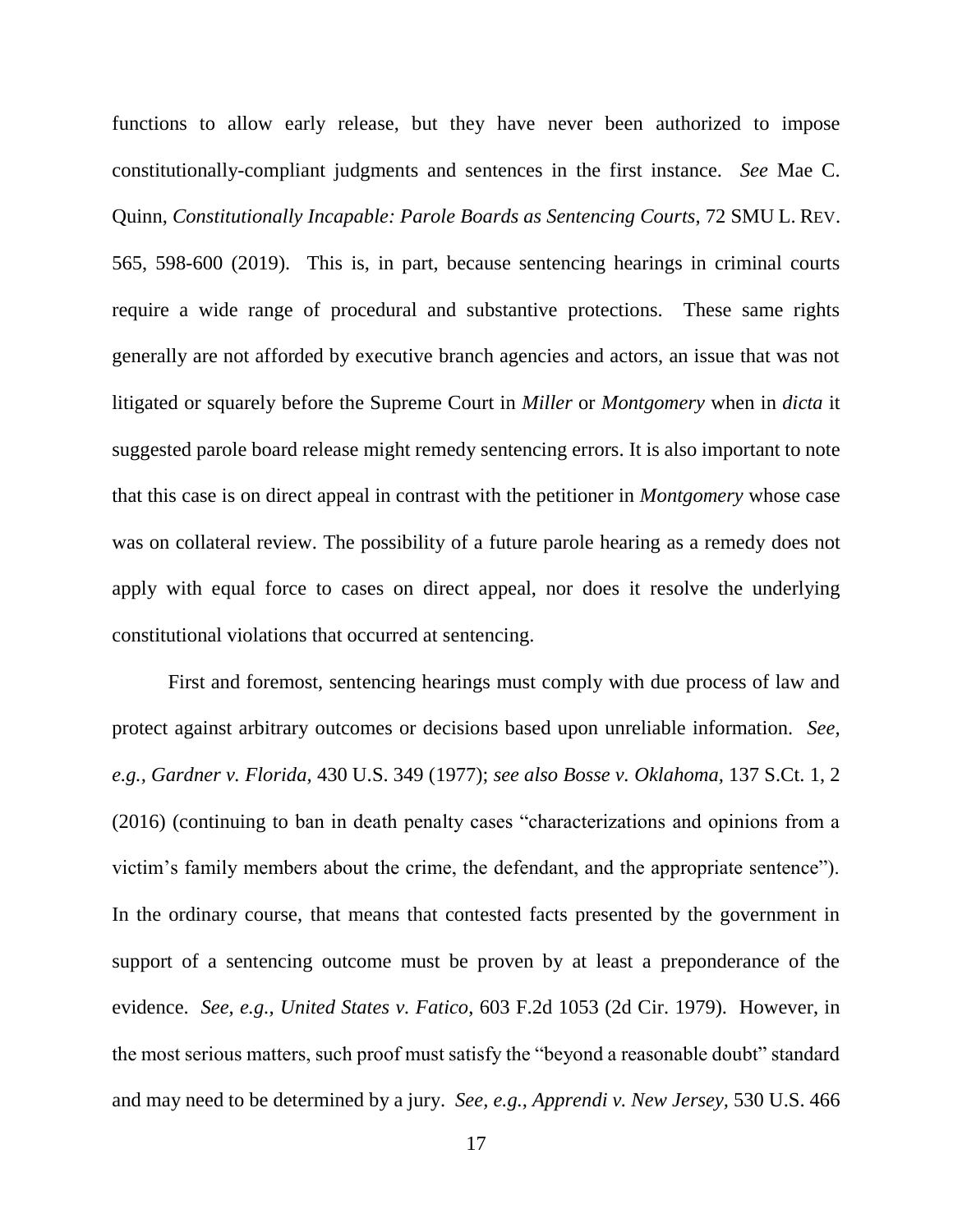functions to allow early release, but they have never been authorized to impose constitutionally-compliant judgments and sentences in the first instance. *See* Mae C. Quinn, *Constitutionally Incapable: Parole Boards as Sentencing Courts*, 72 SMU L. REV. 565, 598-600 (2019). This is, in part, because sentencing hearings in criminal courts require a wide range of procedural and substantive protections. These same rights generally are not afforded by executive branch agencies and actors, an issue that was not litigated or squarely before the Supreme Court in *Miller* or *Montgomery* when in *dicta* it suggested parole board release might remedy sentencing errors. It is also important to note that this case is on direct appeal in contrast with the petitioner in *Montgomery* whose case was on collateral review. The possibility of a future parole hearing as a remedy does not apply with equal force to cases on direct appeal, nor does it resolve the underlying constitutional violations that occurred at sentencing.

First and foremost, sentencing hearings must comply with due process of law and protect against arbitrary outcomes or decisions based upon unreliable information. *See, e.g.*, *Gardner v. Florida*, 430 U.S. 349 (1977); *see also Bosse v. Oklahoma*, 137 S.Ct. 1, 2 (2016) (continuing to ban in death penalty cases "characterizations and opinions from a victim's family members about the crime, the defendant, and the appropriate sentence"). In the ordinary course, that means that contested facts presented by the government in support of a sentencing outcome must be proven by at least a preponderance of the evidence. *See, e.g., United States v. Fatico*, 603 F.2d 1053 (2d Cir. 1979). However, in the most serious matters, such proof must satisfy the "beyond a reasonable doubt" standard and may need to be determined by a jury. *See, e.g., Apprendi v. New Jersey*, 530 U.S. 466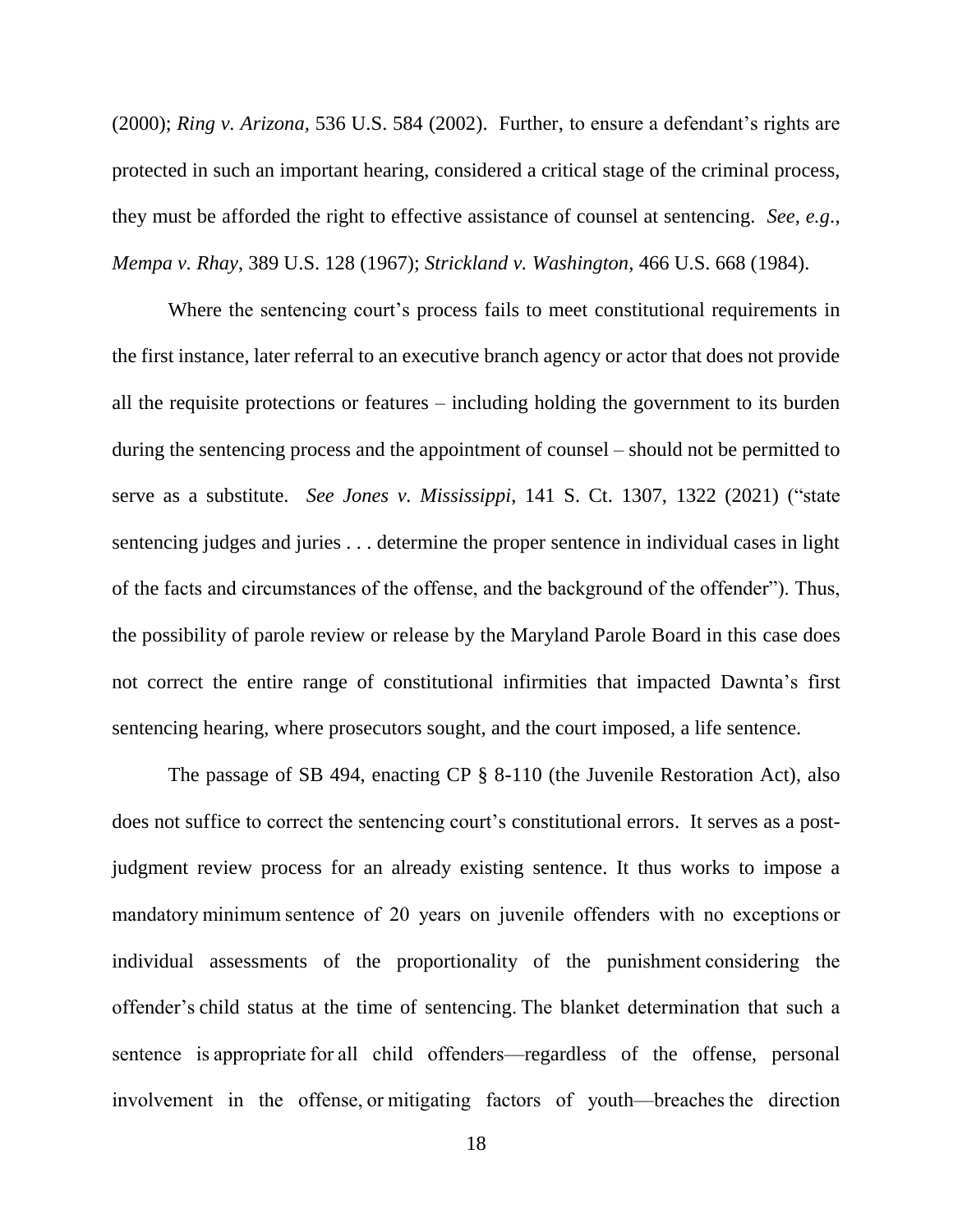(2000); *Ring v. Arizona*, 536 U.S. 584 (2002). Further, to ensure a defendant's rights are protected in such an important hearing, considered a critical stage of the criminal process, they must be afforded the right to effective assistance of counsel at sentencing. *See, e.g.*, *Mempa v. Rhay*, 389 U.S. 128 (1967); *Strickland v. Washington*, 466 U.S. 668 (1984).

Where the sentencing court's process fails to meet constitutional requirements in the first instance, later referral to an executive branch agency or actor that does not provide all the requisite protections or features – including holding the government to its burden during the sentencing process and the appointment of counsel – should not be permitted to serve as a substitute. *See Jones v. Mississippi*, 141 S. Ct. 1307, 1322 (2021) ("state sentencing judges and juries . . . determine the proper sentence in individual cases in light of the facts and circumstances of the offense, and the background of the offender"). Thus, the possibility of parole review or release by the Maryland Parole Board in this case does not correct the entire range of constitutional infirmities that impacted Dawnta's first sentencing hearing, where prosecutors sought, and the court imposed, a life sentence.

The passage of SB 494, enacting CP § 8-110 (the Juvenile Restoration Act), also does not suffice to correct the sentencing court's constitutional errors. It serves as a post-judgment review process for an already existing sentence. It thus works to impose a mandatory minimum sentence of 20 years on juvenile offenders with no exceptions or individual assessments of the proportionality of the punishment considering the offender's child status at the time of sentencing. The blanket determination that such a sentence is appropriate for all child offenders—regardless of the offense, personal involvement in the offense, or mitigating factors of youth—breaches the direction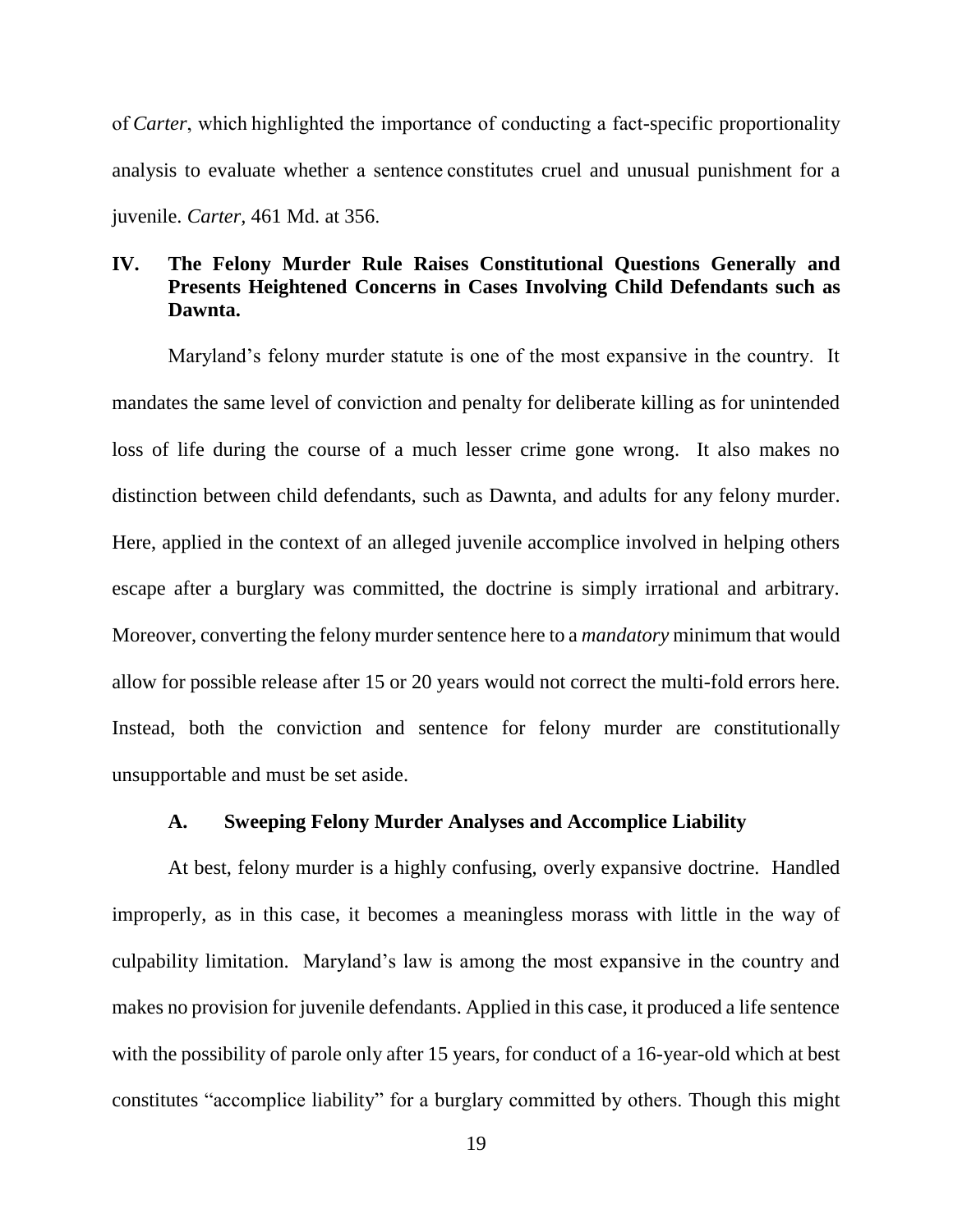of *Carter*, which highlighted the importance of conducting a fact-specific proportionality analysis to evaluate whether a sentence constitutes cruel and unusual punishment for a juvenile. *Carter*, 461 Md. at 356.

## IV. The Felony Murder Rule Raises Constitutional Questions Generally and Presents Heightened Concerns in Cases Involving Child Defendants such as Dawnta.

Maryland's felony murder statute is one of the most expansive in the country. It mandates the same level of conviction and penalty for deliberate killing as for unintended loss of life during the course of a much lesser crime gone wrong. It also makes no distinction between child defendants, such as Dawnta, and adults for any felony murder. Here, applied in the context of an alleged juvenile accomplice involved in helping others escape after a burglary was committed, the doctrine is simply irrational and arbitrary. Moreover, converting the felony murder sentence here to a *mandatory* minimum that would allow for possible release after 15 or 20 years would not correct the multi-fold errors here. Instead, both the conviction and sentence for felony murder are constitutionally unsupportable and must be set aside.

### A. Sweeping Felony Murder Analyses and Accomplice Liability

At best, felony murder is a highly confusing, overly expansive doctrine. Handled improperly, as in this case, it becomes a meaningless morass with little in the way of culpability limitation. Maryland's law is among the most expansive in the country and makes no provision for juvenile defendants. Applied in this case, it produced a life sentence with the possibility of parole only after 15 years, for conduct of a 16-year-old which at best constitutes "accomplice liability" for a burglary committed by others. Though this might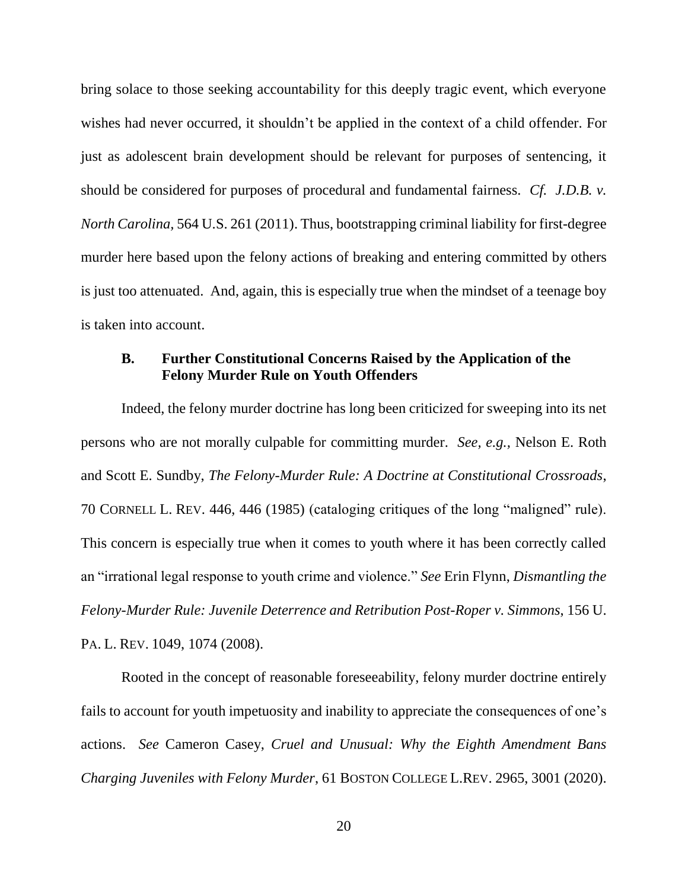bring solace to those seeking accountability for this deeply tragic event, which everyone wishes had never occurred, it shouldn't be applied in the context of a child offender. For just as adolescent brain development should be relevant for purposes of sentencing, it should be considered for purposes of procedural and fundamental fairness. *Cf. J.D.B. v. North Carolina*, 564 U.S. 261 (2011). Thus, bootstrapping criminal liability for first-degree murder here based upon the felony actions of breaking and entering committed by others is just too attenuated. And, again, this is especially true when the mindset of a teenage boy is taken into account.

### B. Further Constitutional Concerns Raised by the Application of the Felony Murder Rule on Youth Offenders

Indeed, the felony murder doctrine has long been criticized for sweeping into its net persons who are not morally culpable for committing murder. *See, e.g.*, Nelson E. Roth and Scott E. Sundby, *The Felony-Murder Rule: A Doctrine at Constitutional Crossroads*, 70 CORNELL L. REV. 446, 446 (1985) (cataloging critiques of the long "maligned" rule). This concern is especially true when it comes to youth where it has been correctly called an "irrational legal response to youth crime and violence." *See* Erin Flynn, *Dismantling the Felony-Murder Rule: Juvenile Deterrence and Retribution Post-Roper v. Simmons*, 156 U. PA. L. REV. 1049, 1074 (2008).

Rooted in the concept of reasonable foreseeability, felony murder doctrine entirely fails to account for youth impetuosity and inability to appreciate the consequences of one's actions. *See* Cameron Casey, *Cruel and Unusual: Why the Eighth Amendment Bans Charging Juveniles with Felony Murder*, 61 BOSTON COLLEGE L.REV. 2965, 3001 (2020).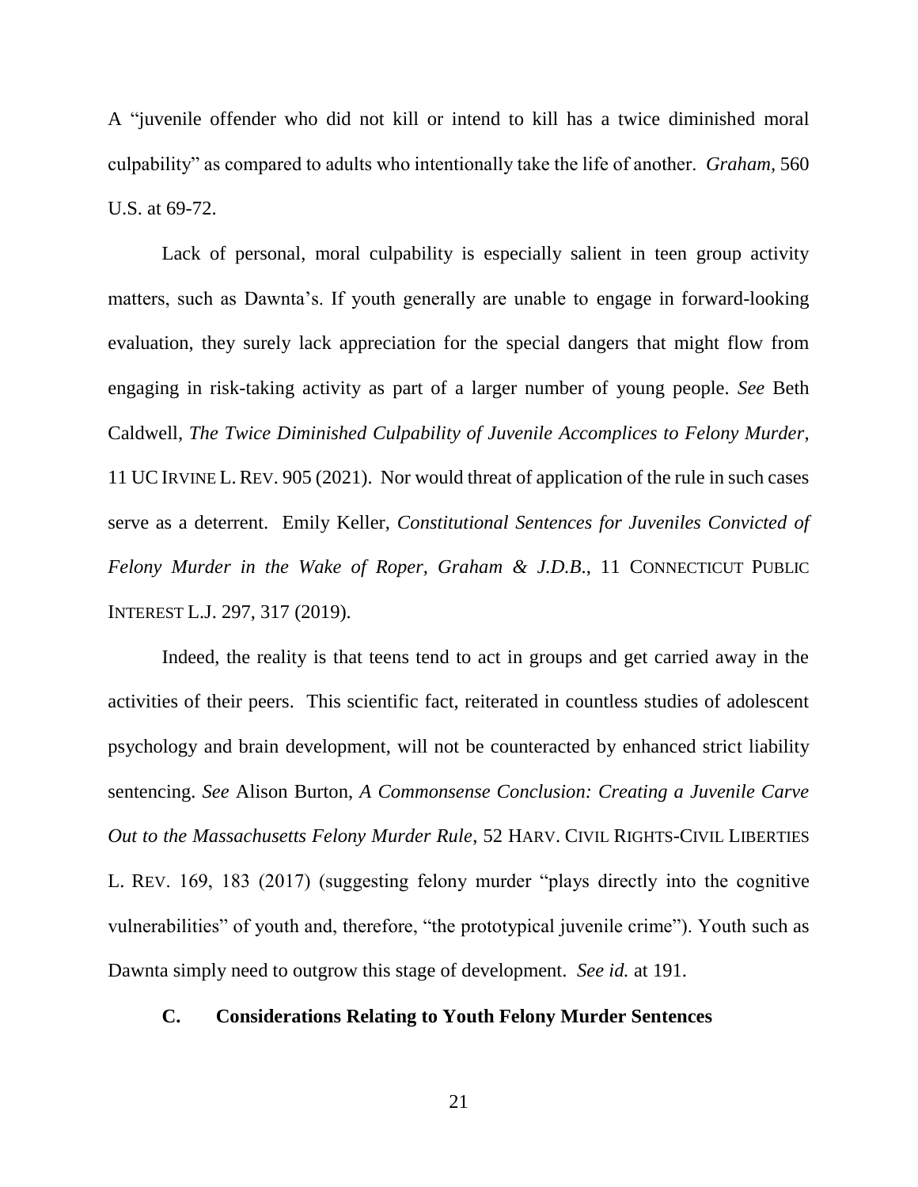A "juvenile offender who did not kill or intend to kill has a twice diminished moral culpability" as compared to adults who intentionally take the life of another. *Graham*, 560 U.S. at 69-72.

Lack of personal, moral culpability is especially salient in teen group activity matters, such as Dawnta's. If youth generally are unable to engage in forward-looking evaluation, they surely lack appreciation for the special dangers that might flow from engaging in risk-taking activity as part of a larger number of young people. *See* Beth Caldwell, *The Twice Diminished Culpability of Juvenile Accomplices to Felony Murder*, 11 UC IRVINE L. REV. 905 (2021). Nor would threat of application of the rule in such cases serve as a deterrent. Emily Keller, *Constitutional Sentences for Juveniles Convicted of Felony Murder in the Wake of Roper, Graham & J.D.B.*, 11 CONNECTICUT PUBLIC INTEREST L.J. 297, 317 (2019).

Indeed, the reality is that teens tend to act in groups and get carried away in the activities of their peers. This scientific fact, reiterated in countless studies of adolescent psychology and brain development, will not be counteracted by enhanced strict liability sentencing. *See* Alison Burton, *A Commonsense Conclusion: Creating a Juvenile Carve Out to the Massachusetts Felony Murder Rule*, 52 HARV. CIVIL RIGHTS-CIVIL LIBERTIES L. REV. 169, 183 (2017) (suggesting felony murder "plays directly into the cognitive vulnerabilities" of youth and, therefore, "the prototypical juvenile crime"). Youth such as Dawnta simply need to outgrow this stage of development. *See id.* at 191.

### C. Considerations Relating to Youth Felony Murder Sentences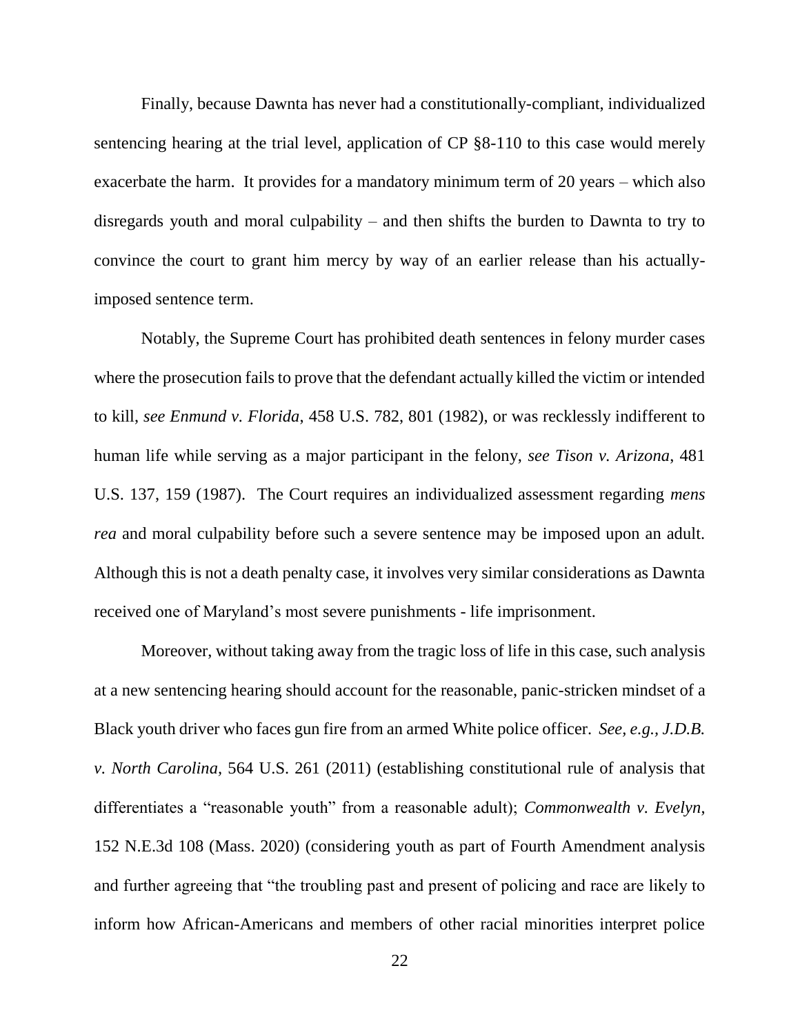Finally, because Dawnta has never had a constitutionally-compliant, individualized sentencing hearing at the trial level, application of CP §8-110 to this case would merely exacerbate the harm. It provides for a mandatory minimum term of 20 years – which also disregards youth and moral culpability – and then shifts the burden to Dawnta to try to convince the court to grant him mercy by way of an earlier release than his actually-imposed sentence term.

Notably, the Supreme Court has prohibited death sentences in felony murder cases where the prosecution fails to prove that the defendant actually killed the victim or intended to kill, *see Enmund v. Florida*, 458 U.S. 782, 801 (1982), or was recklessly indifferent to human life while serving as a major participant in the felony, *see Tison v. Arizona*, 481 U.S. 137, 159 (1987). The Court requires an individualized assessment regarding *mens rea* and moral culpability before such a severe sentence may be imposed upon an adult. Although this is not a death penalty case, it involves very similar considerations as Dawnta received one of Maryland's most severe punishments - life imprisonment.

Moreover, without taking away from the tragic loss of life in this case, such analysis at a new sentencing hearing should account for the reasonable, panic-stricken mindset of a Black youth driver who faces gun fire from an armed White police officer. *See, e.g., J.D.B. v. North Carolina*, 564 U.S. 261 (2011) (establishing constitutional rule of analysis that differentiates a "reasonable youth" from a reasonable adult); *Commonwealth v. Evelyn*, 152 N.E.3d 108 (Mass. 2020) (considering youth as part of Fourth Amendment analysis and further agreeing that "the troubling past and present of policing and race are likely to inform how African-Americans and members of other racial minorities interpret police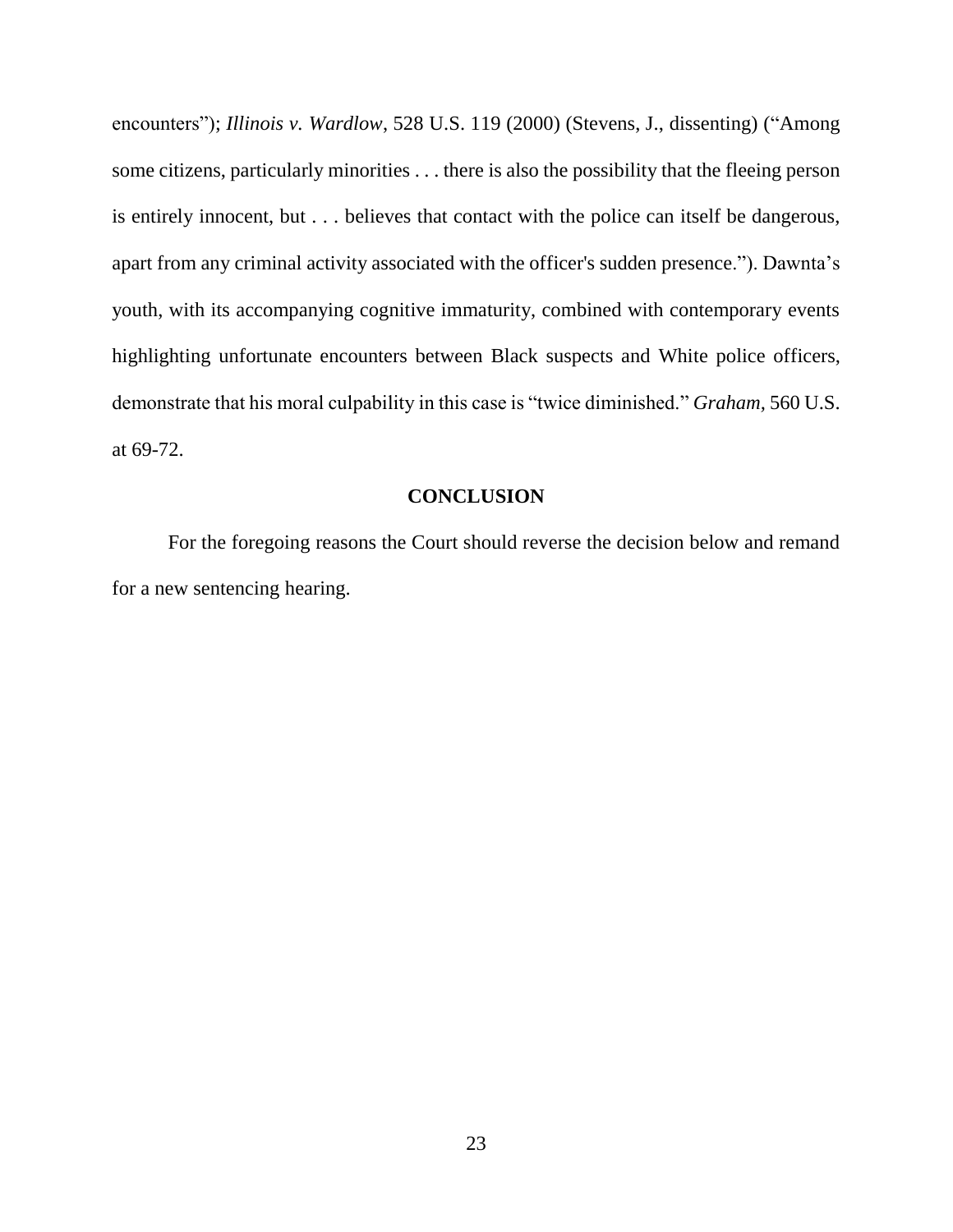encounters"); *Illinois v. Wardlow*, 528 U.S. 119 (2000) (Stevens, J., dissenting) ("Among some citizens, particularly minorities . . . there is also the possibility that the fleeing person is entirely innocent, but . . . believes that contact with the police can itself be dangerous, apart from any criminal activity associated with the officer's sudden presence."). Dawnta's youth, with its accompanying cognitive immaturity, combined with contemporary events highlighting unfortunate encounters between Black suspects and White police officers, demonstrate that his moral culpability in this case is "twice diminished." *Graham,* 560 U.S. at 69-72.

## CONCLUSION

For the foregoing reasons the Court should reverse the decision below and remand for a new sentencing hearing.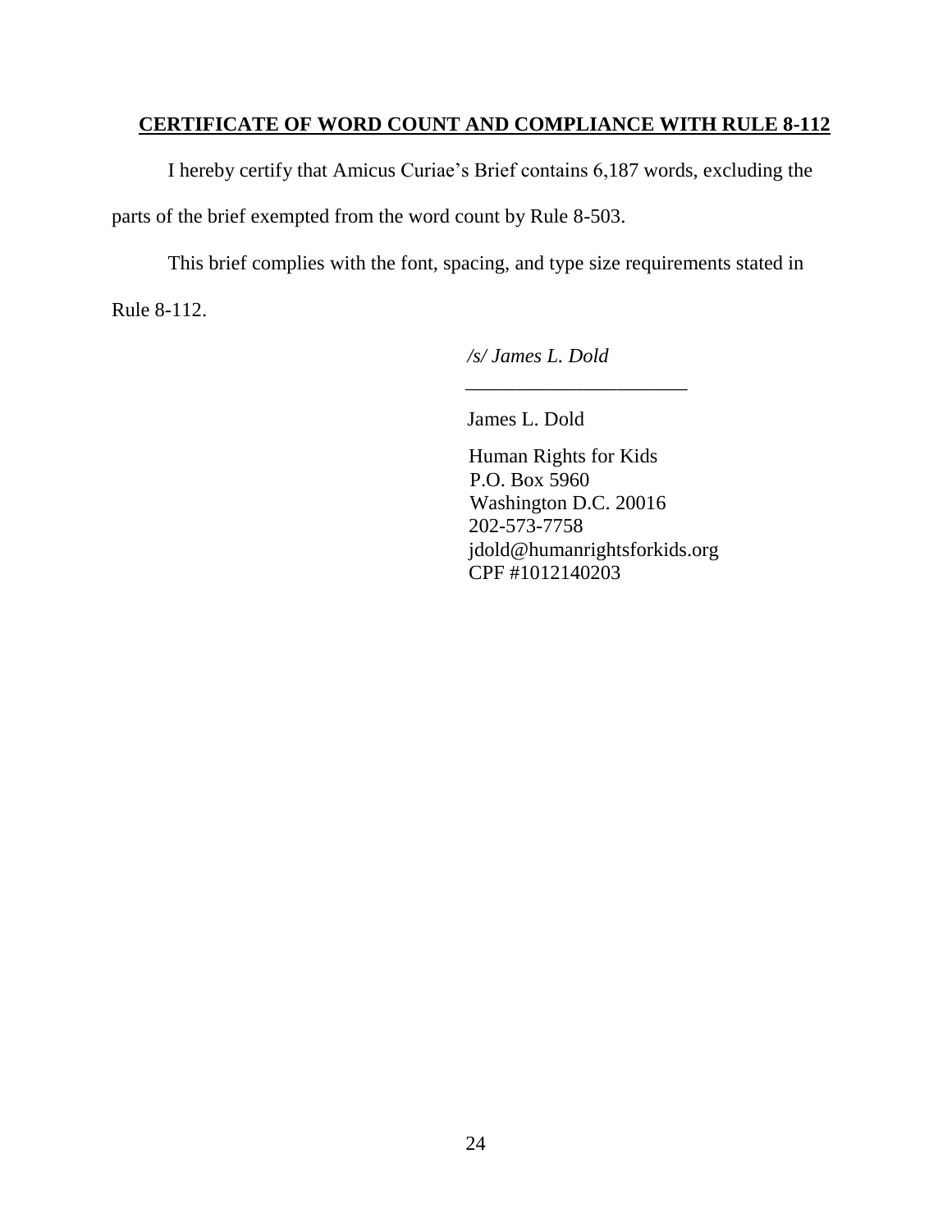**CERTIFICATE OF WORD COUNT AND COMPLIANCE WITH RULE 8-112**

I hereby certify that Amicus Curiae's Brief contains 6,187 words, excluding the parts of the brief exempted from the word count by Rule 8-503.

This brief complies with the font, spacing, and type size requirements stated in Rule 8-112.

*/s/ James L. Dold*

\_\_\_\_\_\_\_\_\_\_\_\_\_\_\_\_\_\_\_\_\_\_\_

James L. Dold

Human Rights for Kids
P.O. Box 5960
Washington D.C. 20016
202-573-7758
jdold@humanrightsforkids.org
CPF #1012140203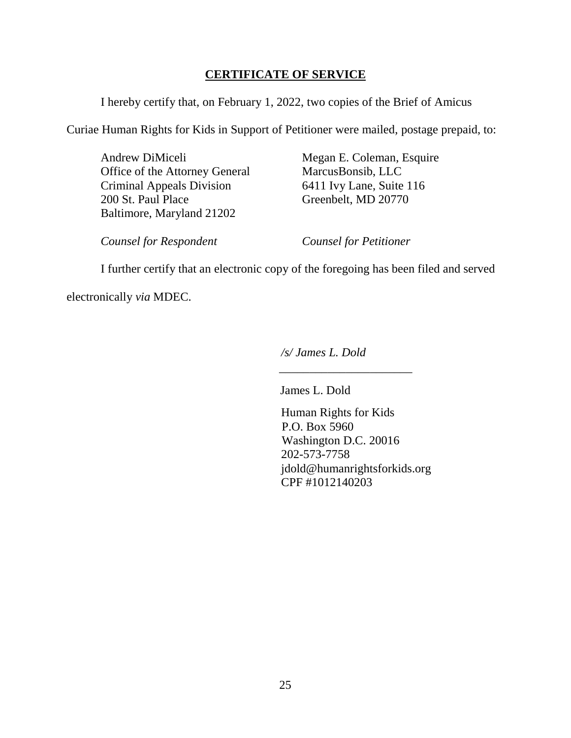## **CERTIFICATE OF SERVICE**

I hereby certify that, on February 1, 2022, two copies of the Brief of Amicus Curiae Human Rights for Kids in Support of Petitioner were mailed, postage prepaid, to:

Andrew DiMiceli
Office of the Attorney General
Criminal Appeals Division
200 St. Paul Place
Baltimore, Maryland 21202

*Counsel for Respondent*

Megan E. Coleman, Esquire
MarcusBonsib, LLC
6411 Ivy Lane, Suite 116
Greenbelt, MD 20770

*Counsel for Petitioner*

I further certify that an electronic copy of the foregoing has been filed and served electronically *via* MDEC.

*/s/ James L. Dold*

______________________

James L. Dold

Human Rights for Kids
P.O. Box 5960
Washington D.C. 20016
202-573-7758
jdold@humanrightsforkids.org
CPF #1012140203